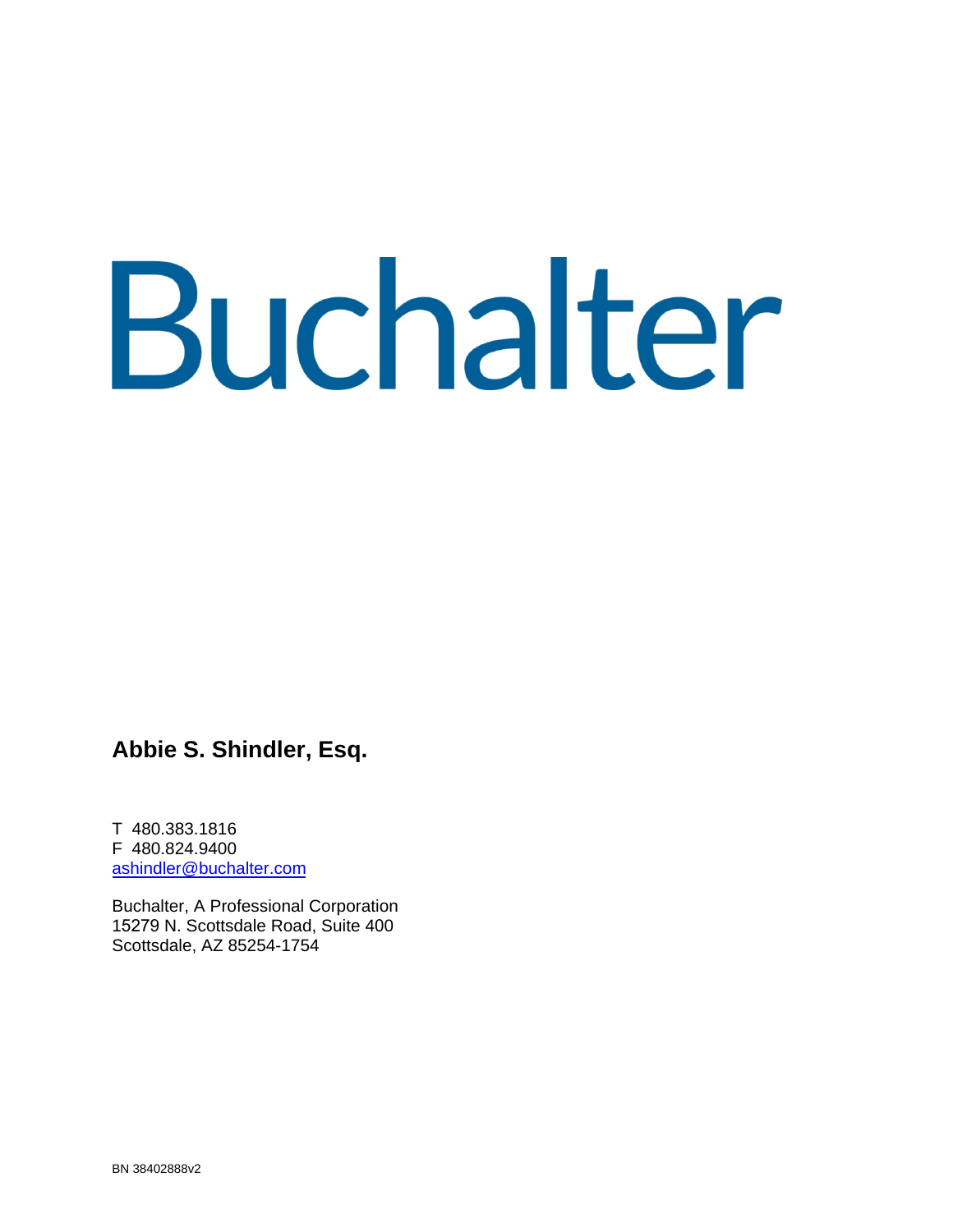# Buchalter

**Abbie S. Shindler, Esq.**

T 480.383.1816
F 480.824.9400
ashindler@buchalter.com

Buchalter, A Professional Corporation
15279 N. Scottsdale Road, Suite 400
Scottsdale, AZ 85254-1754

BN 38402888v2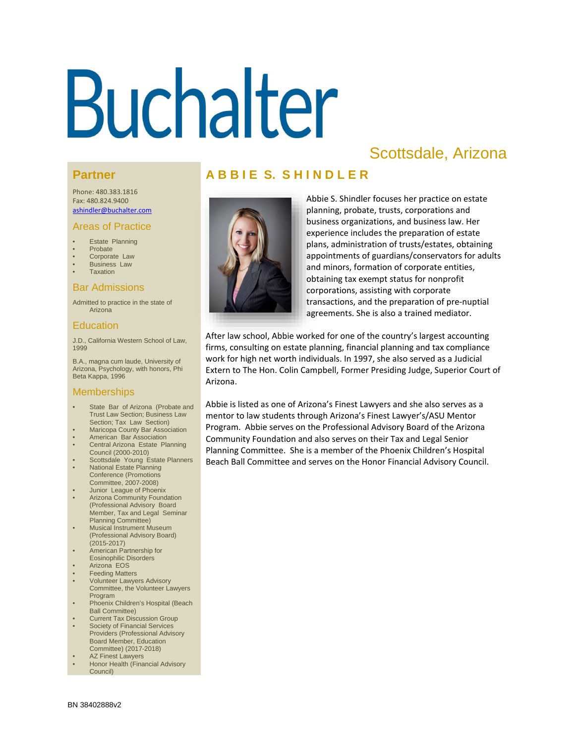# Buchalter

Scottsdale, Arizona

## ABBIE S. SHINDLER

Abbie S. Shindler focuses her practice on estate planning, probate, trusts, corporations and business organizations, and business law. Her experience includes the preparation of estate plans, administration of trusts/estates, obtaining appointments of guardians/conservators for adults and minors, formation of corporate entities, obtaining tax exempt status for nonprofit corporations, assisting with corporate transactions, and the preparation of pre-nuptial agreements. She is also a trained mediator.

After law school, Abbie worked for one of the country's largest accounting firms, consulting on estate planning, financial planning and tax compliance work for high net worth individuals. In 1997, she also served as a Judicial Extern to The Hon. Colin Campbell, Former Presiding Judge, Superior Court of Arizona.

Abbie is listed as one of Arizona's Finest Lawyers and she also serves as a mentor to law students through Arizona's Finest Lawyer's/ASU Mentor Program. Abbie serves on the Professional Advisory Board of the Arizona Community Foundation and also serves on their Tax and Legal Senior Planning Committee. She is a member of the Phoenix Children's Hospital Beach Ball Committee and serves on the Honor Financial Advisory Council.

### Partner

Phone: 480.383.1816
Fax: 480.824.9400
ashindler@buchalter.com

### Areas of Practice

- Estate Planning
- Probate
- Corporate Law
- Business Law
- Taxation

### Bar Admissions

Admitted to practice in the state of Arizona

### Education

J.D., California Western School of Law, 1999

B.A., magna cum laude, University of Arizona, Psychology, with honors, Phi Beta Kappa, 1996

### Memberships

- State Bar of Arizona (Probate and Trust Law Section; Business Law Section; Tax Law Section)
- Maricopa County Bar Association
- American Bar Association
- Central Arizona Estate Planning Council (2000-2010)
- Scottsdale Young Estate Planners
- National Estate Planning Conference (Promotions Committee, 2007-2008)
- Junior League of Phoenix
- Arizona Community Foundation (Professional Advisory Board Member, Tax and Legal Seminar Planning Committee)
- Musical Instrument Museum (Professional Advisory Board) (2015-2017)
- American Partnership for Eosinophilic Disorders
- Arizona EOS
- Feeding Matters
- Volunteer Lawyers Advisory Committee, the Volunteer Lawyers Program
- Phoenix Children's Hospital (Beach Ball Committee)
- Current Tax Discussion Group
- Society of Financial Services Providers (Professional Advisory Board Member, Education Committee) (2017-2018)
- AZ Finest Lawyers
- Honor Health (Financial Advisory Council)

BN 38402888v2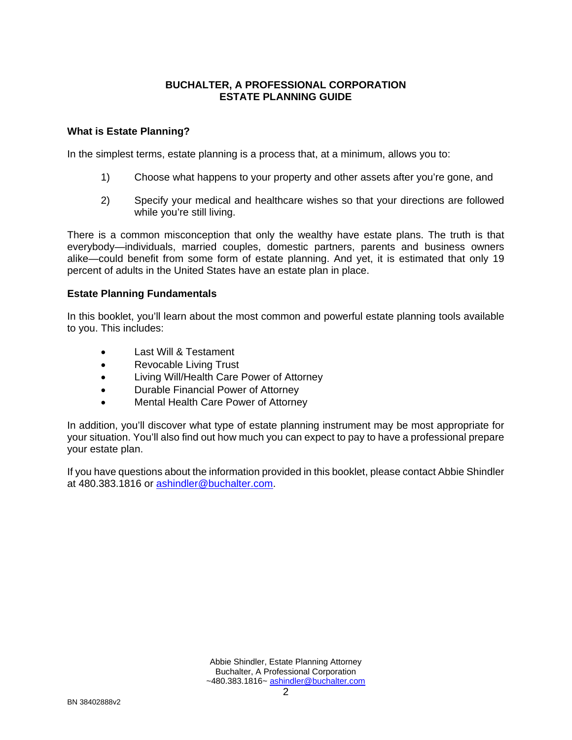## BUCHALTER, A PROFESSIONAL CORPORATION
## ESTATE PLANNING GUIDE

### What is Estate Planning?

In the simplest terms, estate planning is a process that, at a minimum, allows you to:

1) Choose what happens to your property and other assets after you're gone, and

2) Specify your medical and healthcare wishes so that your directions are followed while you're still living.

There is a common misconception that only the wealthy have estate plans. The truth is that everybody—individuals, married couples, domestic partners, parents and business owners alike—could benefit from some form of estate planning. And yet, it is estimated that only 19 percent of adults in the United States have an estate plan in place.

### Estate Planning Fundamentals

In this booklet, you'll learn about the most common and powerful estate planning tools available to you. This includes:

- Last Will & Testament
- Revocable Living Trust
- Living Will/Health Care Power of Attorney
- Durable Financial Power of Attorney
- Mental Health Care Power of Attorney

In addition, you'll discover what type of estate planning instrument may be most appropriate for your situation. You'll also find out how much you can expect to pay to have a professional prepare your estate plan.

If you have questions about the information provided in this booklet, please contact Abbie Shindler at 480.383.1816 or ashindler@buchalter.com.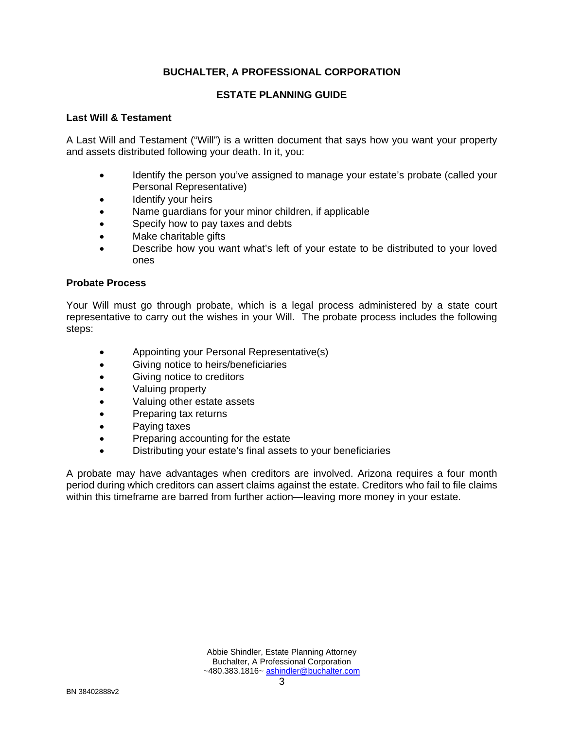**BUCHALTER, A PROFESSIONAL CORPORATION**

**ESTATE PLANNING GUIDE**

### Last Will & Testament

A Last Will and Testament ("Will") is a written document that says how you want your property and assets distributed following your death. In it, you:

- Identify the person you've assigned to manage your estate's probate (called your Personal Representative)
- Identify your heirs
- Name guardians for your minor children, if applicable
- Specify how to pay taxes and debts
- Make charitable gifts
- Describe how you want what's left of your estate to be distributed to your loved ones

### Probate Process

Your Will must go through probate, which is a legal process administered by a state court representative to carry out the wishes in your Will. The probate process includes the following steps:

- Appointing your Personal Representative(s)
- Giving notice to heirs/beneficiaries
- Giving notice to creditors
- Valuing property
- Valuing other estate assets
- Preparing tax returns
- Paying taxes
- Preparing accounting for the estate
- Distributing your estate's final assets to your beneficiaries

A probate may have advantages when creditors are involved. Arizona requires a four month period during which creditors can assert claims against the estate. Creditors who fail to file claims within this timeframe are barred from further action—leaving more money in your estate.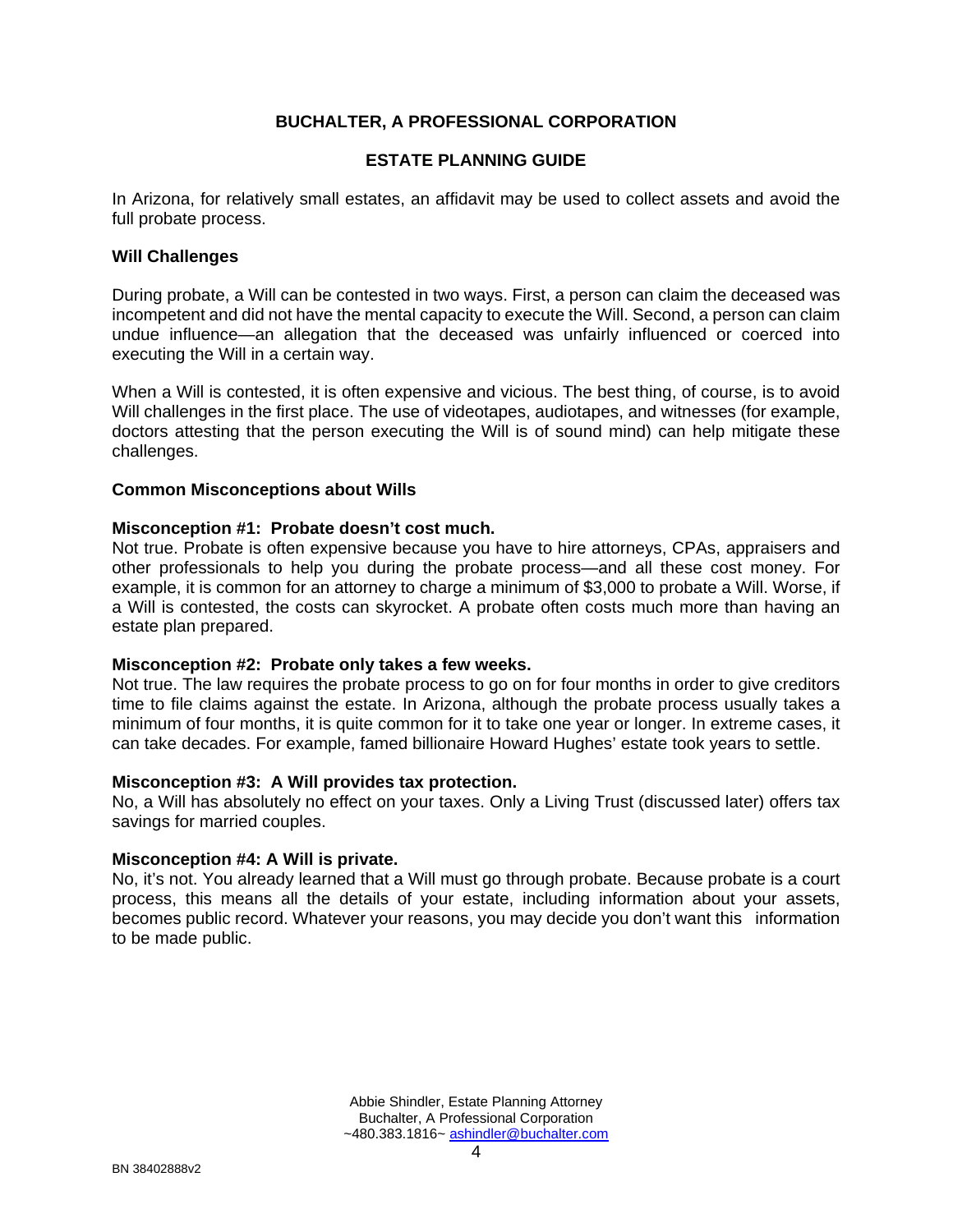In Arizona, for relatively small estates, an affidavit may be used to collect assets and avoid the full probate process.

### Will Challenges

During probate, a Will can be contested in two ways. First, a person can claim the deceased was incompetent and did not have the mental capacity to execute the Will. Second, a person can claim undue influence—an allegation that the deceased was unfairly influenced or coerced into executing the Will in a certain way.

When a Will is contested, it is often expensive and vicious. The best thing, of course, is to avoid Will challenges in the first place. The use of videotapes, audiotapes, and witnesses (for example, doctors attesting that the person executing the Will is of sound mind) can help mitigate these challenges.

### Common Misconceptions about Wills

**Misconception #1: Probate doesn't cost much.**
Not true. Probate is often expensive because you have to hire attorneys, CPAs, appraisers and other professionals to help you during the probate process—and all these cost money. For example, it is common for an attorney to charge a minimum of $3,000 to probate a Will. Worse, if a Will is contested, the costs can skyrocket. A probate often costs much more than having an estate plan prepared.

**Misconception #2: Probate only takes a few weeks.**
Not true. The law requires the probate process to go on for four months in order to give creditors time to file claims against the estate. In Arizona, although the probate process usually takes a minimum of four months, it is quite common for it to take one year or longer. In extreme cases, it can take decades. For example, famed billionaire Howard Hughes' estate took years to settle.

**Misconception #3: A Will provides tax protection.**
No, a Will has absolutely no effect on your taxes. Only a Living Trust (discussed later) offers tax savings for married couples.

**Misconception #4: A Will is private.**
No, it's not. You already learned that a Will must go through probate. Because probate is a court process, this means all the details of your estate, including information about your assets, becomes public record. Whatever your reasons, you may decide you don't want this information to be made public.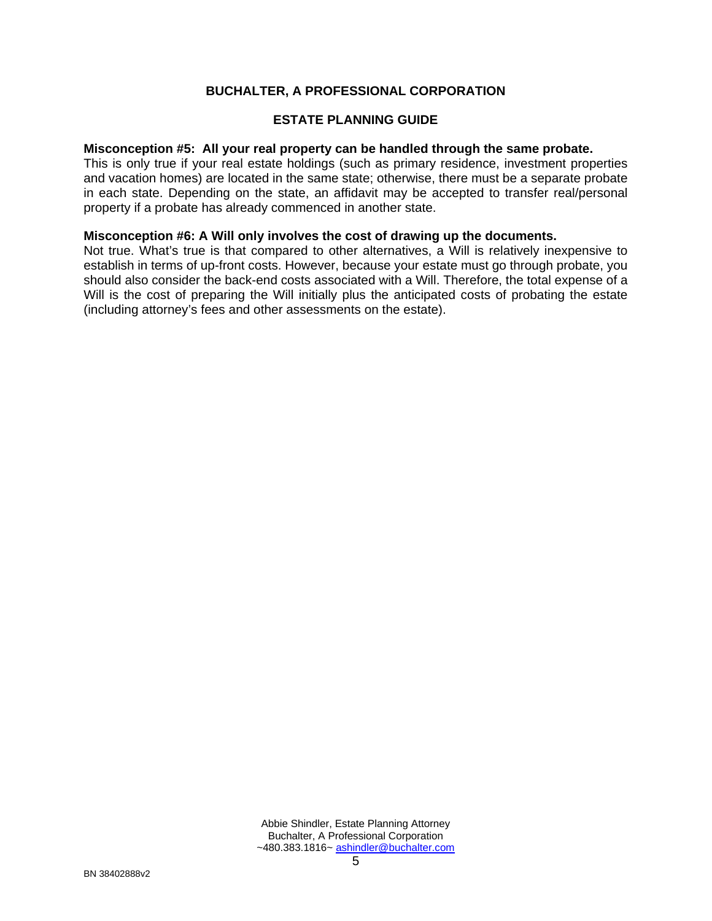**Misconception #5: All your real property can be handled through the same probate.**
This is only true if your real estate holdings (such as primary residence, investment properties and vacation homes) are located in the same state; otherwise, there must be a separate probate in each state. Depending on the state, an affidavit may be accepted to transfer real/personal property if a probate has already commenced in another state.

**Misconception #6: A Will only involves the cost of drawing up the documents.**
Not true. What's true is that compared to other alternatives, a Will is relatively inexpensive to establish in terms of up-front costs. However, because your estate must go through probate, you should also consider the back-end costs associated with a Will. Therefore, the total expense of a Will is the cost of preparing the Will initially plus the anticipated costs of probating the estate (including attorney's fees and other assessments on the estate).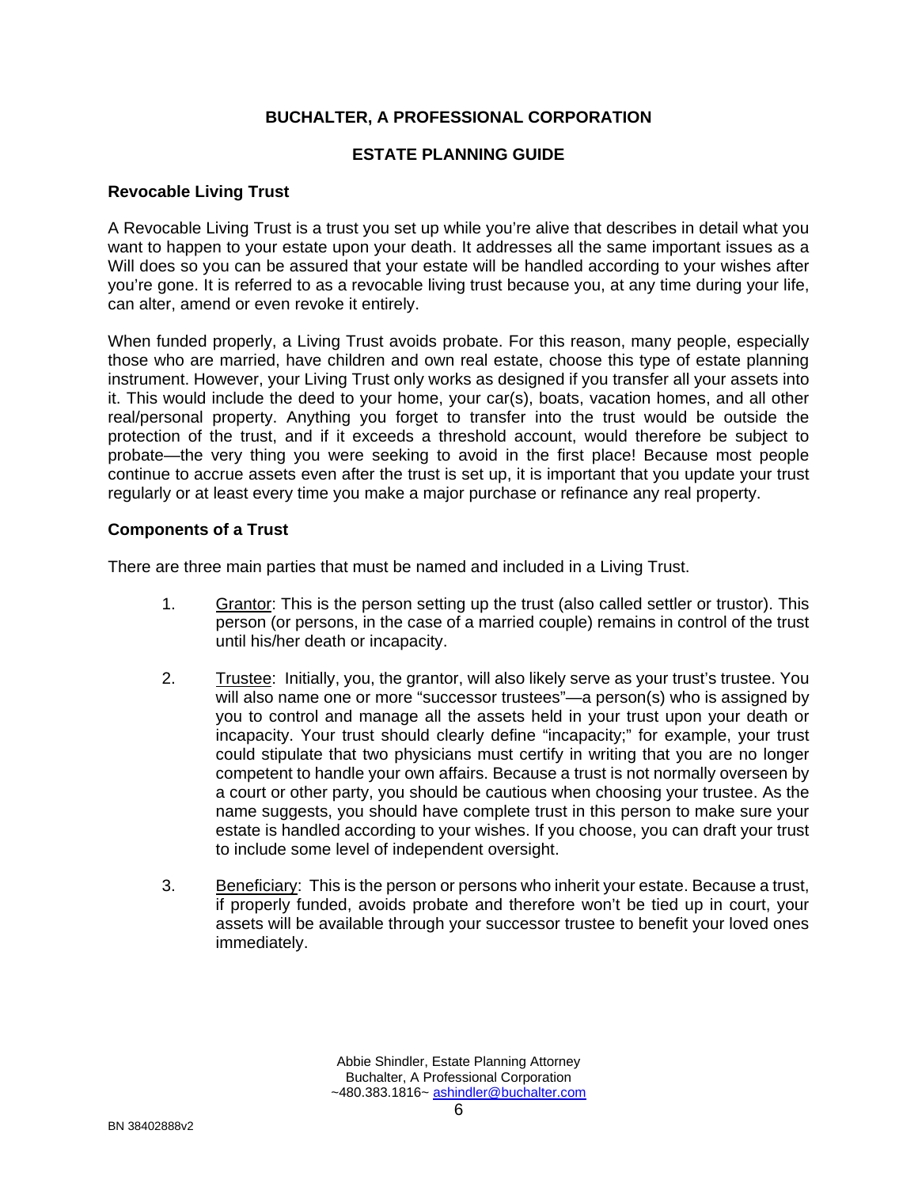**BUCHALTER, A PROFESSIONAL CORPORATION**

**ESTATE PLANNING GUIDE**

### Revocable Living Trust

A Revocable Living Trust is a trust you set up while you're alive that describes in detail what you want to happen to your estate upon your death. It addresses all the same important issues as a Will does so you can be assured that your estate will be handled according to your wishes after you're gone. It is referred to as a revocable living trust because you, at any time during your life, can alter, amend or even revoke it entirely.

When funded properly, a Living Trust avoids probate. For this reason, many people, especially those who are married, have children and own real estate, choose this type of estate planning instrument. However, your Living Trust only works as designed if you transfer all your assets into it. This would include the deed to your home, your car(s), boats, vacation homes, and all other real/personal property. Anything you forget to transfer into the trust would be outside the protection of the trust, and if it exceeds a threshold account, would therefore be subject to probate—the very thing you were seeking to avoid in the first place! Because most people continue to accrue assets even after the trust is set up, it is important that you update your trust regularly or at least every time you make a major purchase or refinance any real property.

### Components of a Trust

There are three main parties that must be named and included in a Living Trust.

1. Grantor: This is the person setting up the trust (also called settler or trustor). This person (or persons, in the case of a married couple) remains in control of the trust until his/her death or incapacity.

2. Trustee: Initially, you, the grantor, will also likely serve as your trust's trustee. You will also name one or more "successor trustees"—a person(s) who is assigned by you to control and manage all the assets held in your trust upon your death or incapacity. Your trust should clearly define "incapacity;" for example, your trust could stipulate that two physicians must certify in writing that you are no longer competent to handle your own affairs. Because a trust is not normally overseen by a court or other party, you should be cautious when choosing your trustee. As the name suggests, you should have complete trust in this person to make sure your estate is handled according to your wishes. If you choose, you can draft your trust to include some level of independent oversight.

3. Beneficiary: This is the person or persons who inherit your estate. Because a trust, if properly funded, avoids probate and therefore won't be tied up in court, your assets will be available through your successor trustee to benefit your loved ones immediately.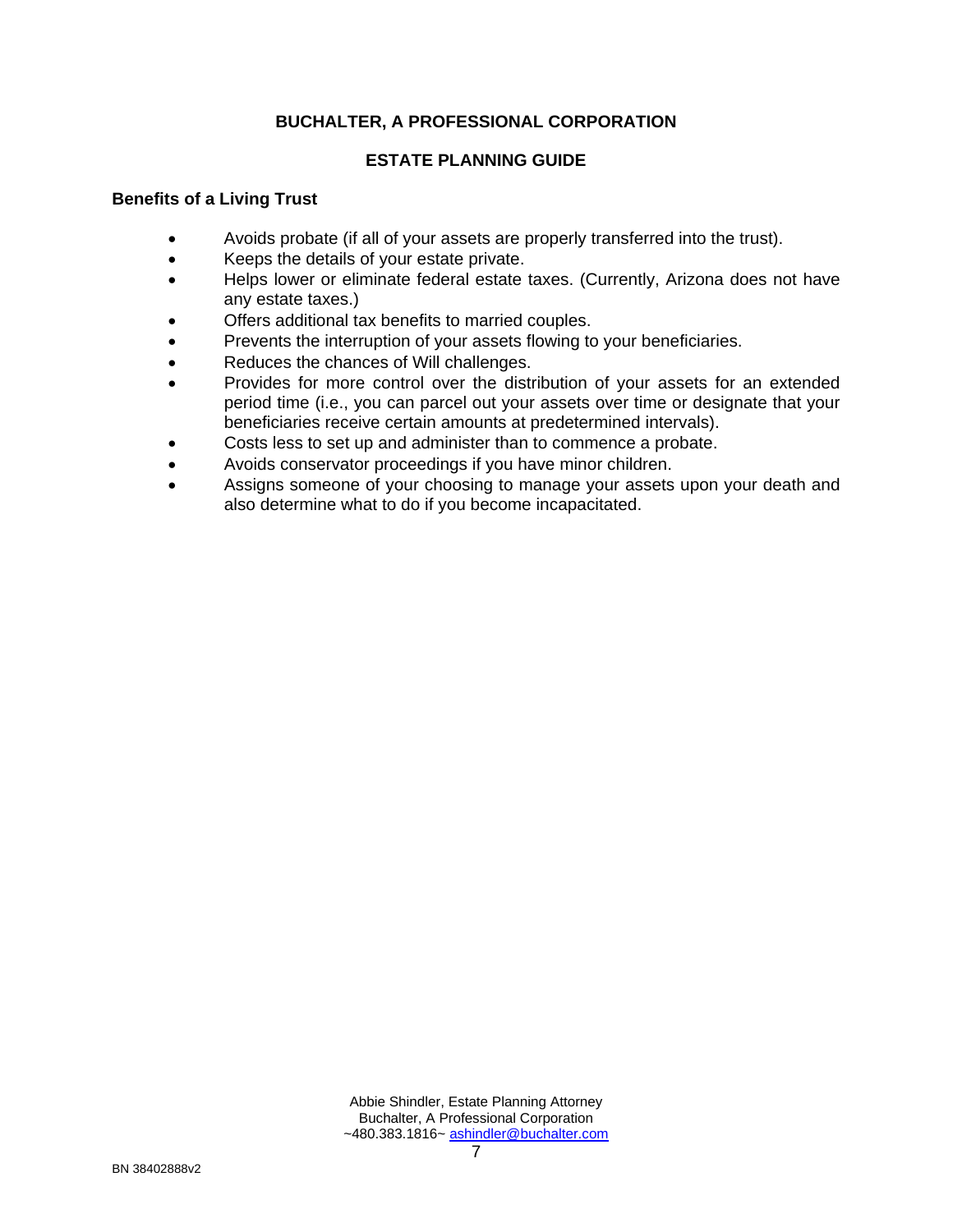**BUCHALTER, A PROFESSIONAL CORPORATION**

**ESTATE PLANNING GUIDE**

### Benefits of a Living Trust

- Avoids probate (if all of your assets are properly transferred into the trust).
- Keeps the details of your estate private.
- Helps lower or eliminate federal estate taxes. (Currently, Arizona does not have any estate taxes.)
- Offers additional tax benefits to married couples.
- Prevents the interruption of your assets flowing to your beneficiaries.
- Reduces the chances of Will challenges.
- Provides for more control over the distribution of your assets for an extended period time (i.e., you can parcel out your assets over time or designate that your beneficiaries receive certain amounts at predetermined intervals).
- Costs less to set up and administer than to commence a probate.
- Avoids conservator proceedings if you have minor children.
- Assigns someone of your choosing to manage your assets upon your death and also determine what to do if you become incapacitated.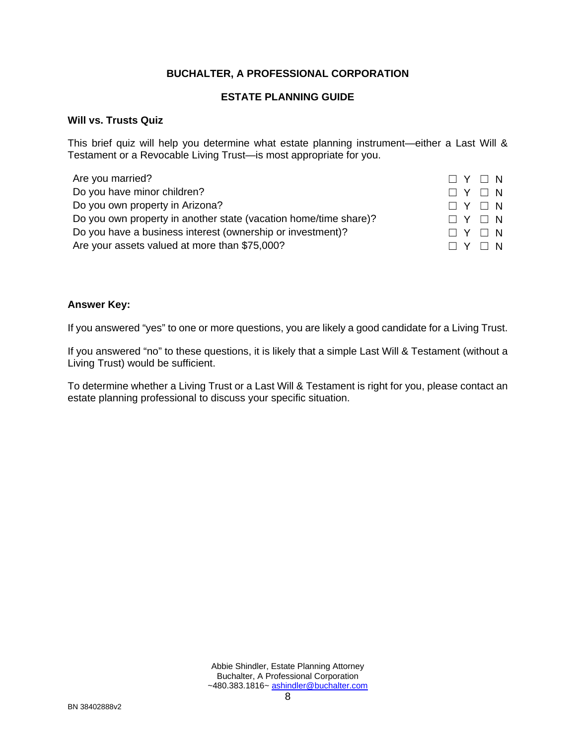**BUCHALTER, A PROFESSIONAL CORPORATION**

**ESTATE PLANNING GUIDE**

### Will vs. Trusts Quiz

This brief quiz will help you determine what estate planning instrument—either a Last Will & Testament or a Revocable Living Trust—is most appropriate for you.

| | |
|---|---|
| Are you married? | ☐ Y ☐ N |
| Do you have minor children? | ☐ Y ☐ N |
| Do you own property in Arizona? | ☐ Y ☐ N |
| Do you own property in another state (vacation home/time share)? | ☐ Y ☐ N |
| Do you have a business interest (ownership or investment)? | ☐ Y ☐ N |
| Are your assets valued at more than $75,000? | ☐ Y ☐ N |

**Answer Key:**

If you answered "yes" to one or more questions, you are likely a good candidate for a Living Trust.

If you answered "no" to these questions, it is likely that a simple Last Will & Testament (without a Living Trust) would be sufficient.

To determine whether a Living Trust or a Last Will & Testament is right for you, please contact an estate planning professional to discuss your specific situation.

Abbie Shindler, Estate Planning Attorney
Buchalter, A Professional Corporation
~480.383.1816~ ashindler@buchalter.com

BN 38402888v2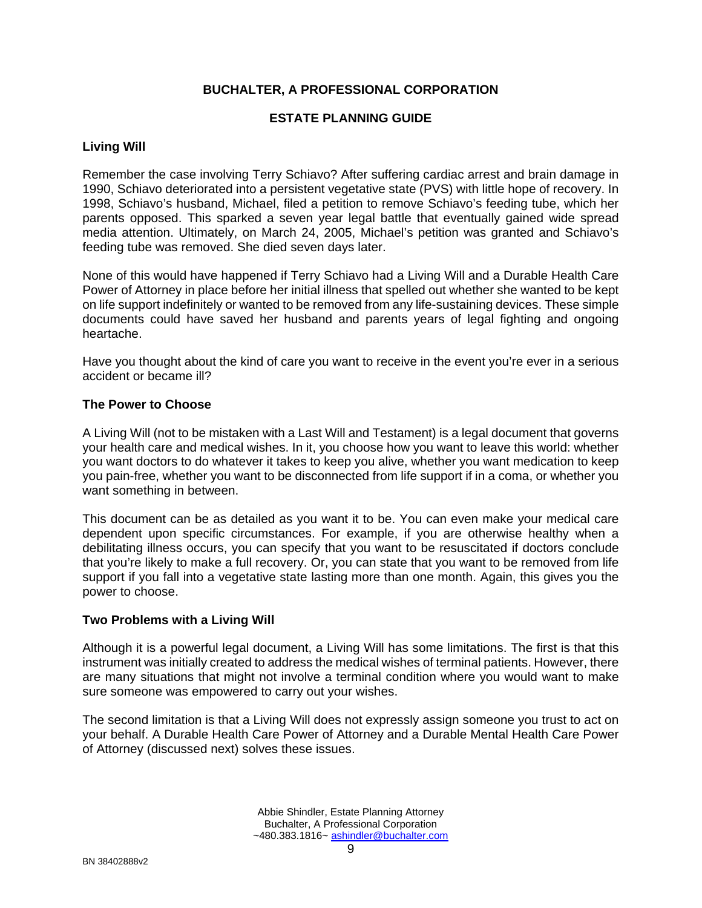**BUCHALTER, A PROFESSIONAL CORPORATION**

**ESTATE PLANNING GUIDE**

## Living Will

Remember the case involving Terry Schiavo? After suffering cardiac arrest and brain damage in 1990, Schiavo deteriorated into a persistent vegetative state (PVS) with little hope of recovery. In 1998, Schiavo's husband, Michael, filed a petition to remove Schiavo's feeding tube, which her parents opposed. This sparked a seven year legal battle that eventually gained wide spread media attention. Ultimately, on March 24, 2005, Michael's petition was granted and Schiavo's feeding tube was removed. She died seven days later.

None of this would have happened if Terry Schiavo had a Living Will and a Durable Health Care Power of Attorney in place before her initial illness that spelled out whether she wanted to be kept on life support indefinitely or wanted to be removed from any life-sustaining devices. These simple documents could have saved her husband and parents years of legal fighting and ongoing heartache.

Have you thought about the kind of care you want to receive in the event you're ever in a serious accident or became ill?

## The Power to Choose

A Living Will (not to be mistaken with a Last Will and Testament) is a legal document that governs your health care and medical wishes. In it, you choose how you want to leave this world: whether you want doctors to do whatever it takes to keep you alive, whether you want medication to keep you pain-free, whether you want to be disconnected from life support if in a coma, or whether you want something in between.

This document can be as detailed as you want it to be. You can even make your medical care dependent upon specific circumstances. For example, if you are otherwise healthy when a debilitating illness occurs, you can specify that you want to be resuscitated if doctors conclude that you're likely to make a full recovery. Or, you can state that you want to be removed from life support if you fall into a vegetative state lasting more than one month. Again, this gives you the power to choose.

## Two Problems with a Living Will

Although it is a powerful legal document, a Living Will has some limitations. The first is that this instrument was initially created to address the medical wishes of terminal patients. However, there are many situations that might not involve a terminal condition where you would want to make sure someone was empowered to carry out your wishes.

The second limitation is that a Living Will does not expressly assign someone you trust to act on your behalf. A Durable Health Care Power of Attorney and a Durable Mental Health Care Power of Attorney (discussed next) solves these issues.

Abbie Shindler, Estate Planning Attorney
Buchalter, A Professional Corporation
~480.383.1816~ ashindler@buchalter.com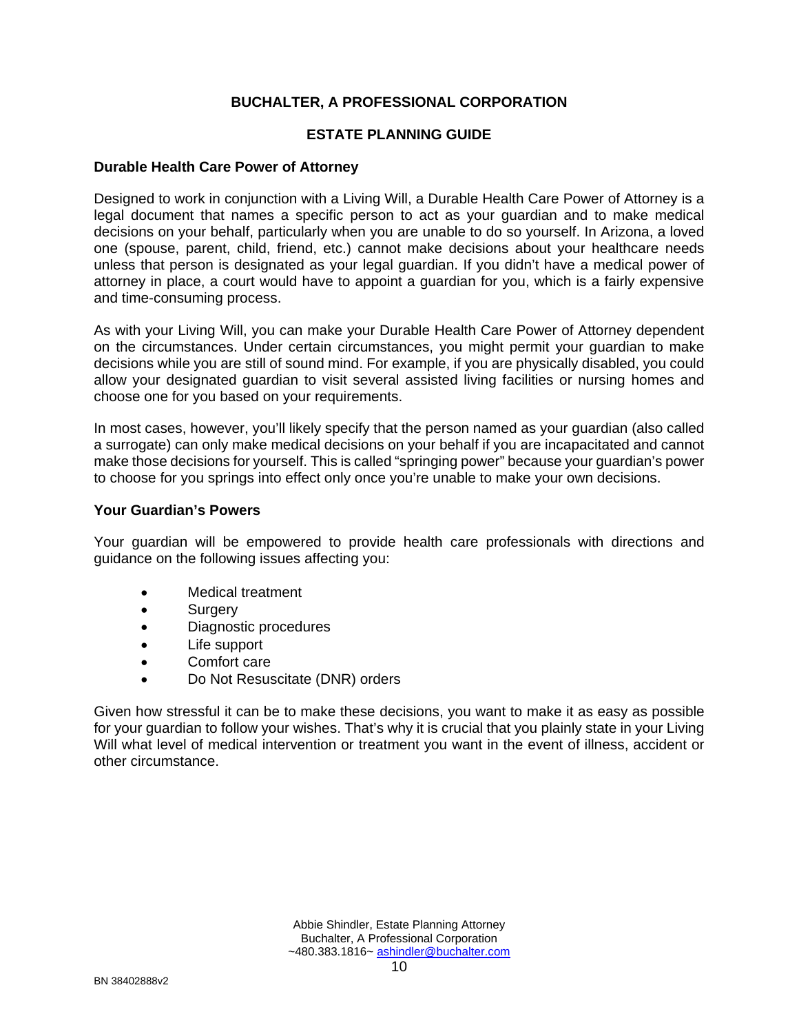## Durable Health Care Power of Attorney

Designed to work in conjunction with a Living Will, a Durable Health Care Power of Attorney is a legal document that names a specific person to act as your guardian and to make medical decisions on your behalf, particularly when you are unable to do so yourself. In Arizona, a loved one (spouse, parent, child, friend, etc.) cannot make decisions about your healthcare needs unless that person is designated as your legal guardian. If you didn't have a medical power of attorney in place, a court would have to appoint a guardian for you, which is a fairly expensive and time-consuming process.

As with your Living Will, you can make your Durable Health Care Power of Attorney dependent on the circumstances. Under certain circumstances, you might permit your guardian to make decisions while you are still of sound mind. For example, if you are physically disabled, you could allow your designated guardian to visit several assisted living facilities or nursing homes and choose one for you based on your requirements.

In most cases, however, you'll likely specify that the person named as your guardian (also called a surrogate) can only make medical decisions on your behalf if you are incapacitated and cannot make those decisions for yourself. This is called "springing power" because your guardian's power to choose for you springs into effect only once you're unable to make your own decisions.

## Your Guardian's Powers

Your guardian will be empowered to provide health care professionals with directions and guidance on the following issues affecting you:

- Medical treatment
- Surgery
- Diagnostic procedures
- Life support
- Comfort care
- Do Not Resuscitate (DNR) orders

Given how stressful it can be to make these decisions, you want to make it as easy as possible for your guardian to follow your wishes. That's why it is crucial that you plainly state in your Living Will what level of medical intervention or treatment you want in the event of illness, accident or other circumstance.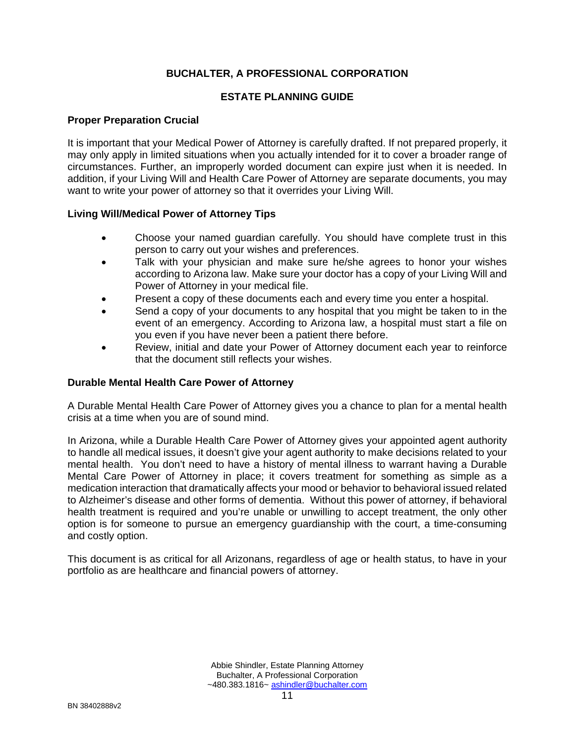**Proper Preparation Crucial**

It is important that your Medical Power of Attorney is carefully drafted. If not prepared properly, it may only apply in limited situations when you actually intended for it to cover a broader range of circumstances. Further, an improperly worded document can expire just when it is needed. In addition, if your Living Will and Health Care Power of Attorney are separate documents, you may want to write your power of attorney so that it overrides your Living Will.

**Living Will/Medical Power of Attorney Tips**

- Choose your named guardian carefully. You should have complete trust in this person to carry out your wishes and preferences.
- Talk with your physician and make sure he/she agrees to honor your wishes according to Arizona law. Make sure your doctor has a copy of your Living Will and Power of Attorney in your medical file.
- Present a copy of these documents each and every time you enter a hospital.
- Send a copy of your documents to any hospital that you might be taken to in the event of an emergency. According to Arizona law, a hospital must start a file on you even if you have never been a patient there before.
- Review, initial and date your Power of Attorney document each year to reinforce that the document still reflects your wishes.

**Durable Mental Health Care Power of Attorney**

A Durable Mental Health Care Power of Attorney gives you a chance to plan for a mental health crisis at a time when you are of sound mind.

In Arizona, while a Durable Health Care Power of Attorney gives your appointed agent authority to handle all medical issues, it doesn't give your agent authority to make decisions related to your mental health. You don't need to have a history of mental illness to warrant having a Durable Mental Care Power of Attorney in place; it covers treatment for something as simple as a medication interaction that dramatically affects your mood or behavior to behavioral issued related to Alzheimer's disease and other forms of dementia. Without this power of attorney, if behavioral health treatment is required and you're unable or unwilling to accept treatment, the only other option is for someone to pursue an emergency guardianship with the court, a time-consuming and costly option.

This document is as critical for all Arizonans, regardless of age or health status, to have in your portfolio as are healthcare and financial powers of attorney.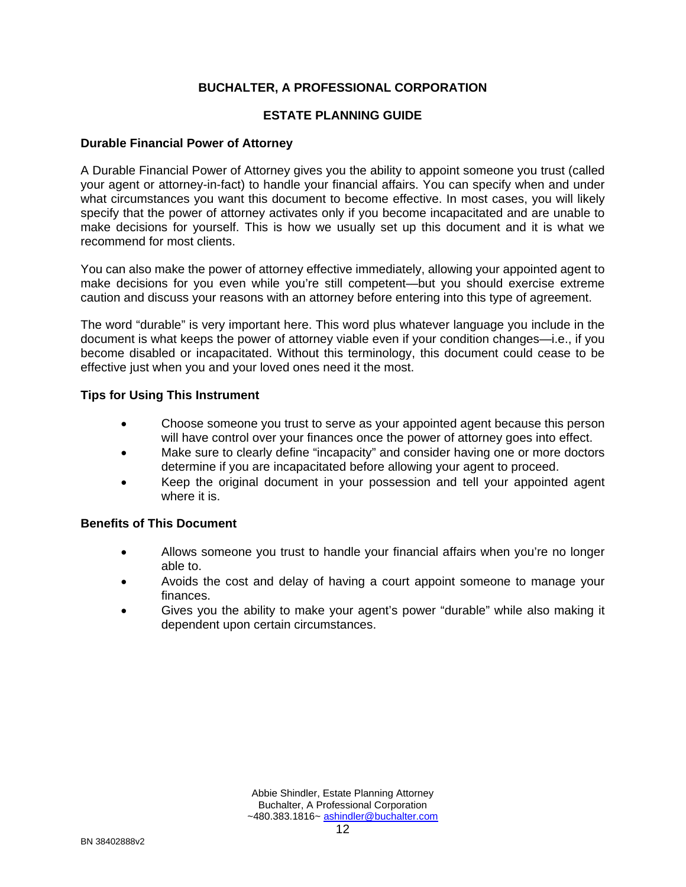**BUCHALTER, A PROFESSIONAL CORPORATION**

**ESTATE PLANNING GUIDE**

**Durable Financial Power of Attorney**

A Durable Financial Power of Attorney gives you the ability to appoint someone you trust (called your agent or attorney-in-fact) to handle your financial affairs. You can specify when and under what circumstances you want this document to become effective. In most cases, you will likely specify that the power of attorney activates only if you become incapacitated and are unable to make decisions for yourself. This is how we usually set up this document and it is what we recommend for most clients.

You can also make the power of attorney effective immediately, allowing your appointed agent to make decisions for you even while you're still competent—but you should exercise extreme caution and discuss your reasons with an attorney before entering into this type of agreement.

The word "durable" is very important here. This word plus whatever language you include in the document is what keeps the power of attorney viable even if your condition changes—i.e., if you become disabled or incapacitated. Without this terminology, this document could cease to be effective just when you and your loved ones need it the most.

**Tips for Using This Instrument**

- Choose someone you trust to serve as your appointed agent because this person will have control over your finances once the power of attorney goes into effect.
- Make sure to clearly define "incapacity" and consider having one or more doctors determine if you are incapacitated before allowing your agent to proceed.
- Keep the original document in your possession and tell your appointed agent where it is.

**Benefits of This Document**

- Allows someone you trust to handle your financial affairs when you're no longer able to.
- Avoids the cost and delay of having a court appoint someone to manage your finances.
- Gives you the ability to make your agent's power "durable" while also making it dependent upon certain circumstances.

Abbie Shindler, Estate Planning Attorney
Buchalter, A Professional Corporation
~480.383.1816~ ashindler@buchalter.com

BN 38402888v2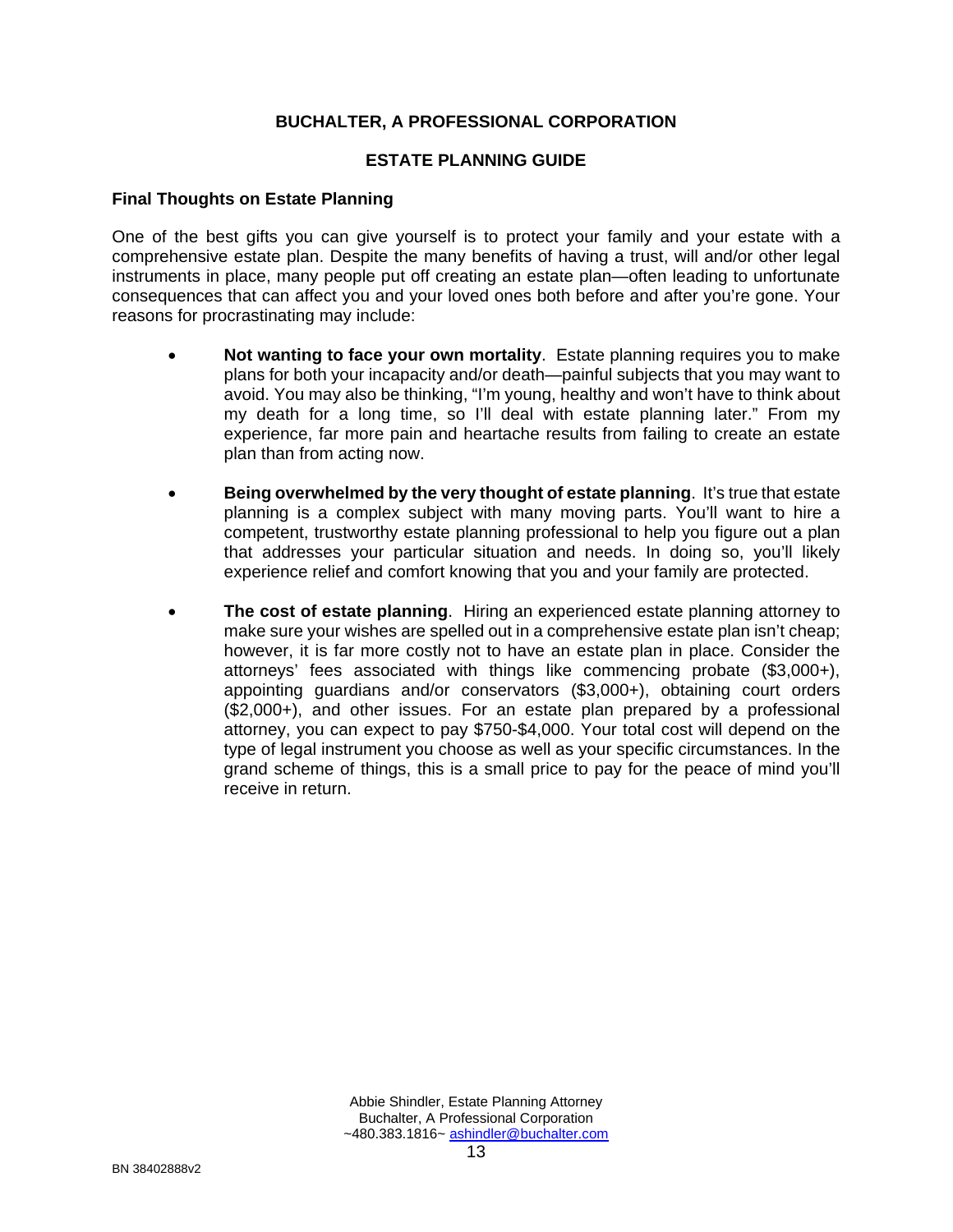**BUCHALTER, A PROFESSIONAL CORPORATION**

**ESTATE PLANNING GUIDE**

**Final Thoughts on Estate Planning**

One of the best gifts you can give yourself is to protect your family and your estate with a comprehensive estate plan. Despite the many benefits of having a trust, will and/or other legal instruments in place, many people put off creating an estate plan—often leading to unfortunate consequences that can affect you and your loved ones both before and after you're gone. Your reasons for procrastinating may include:

- **Not wanting to face your own mortality**. Estate planning requires you to make plans for both your incapacity and/or death—painful subjects that you may want to avoid. You may also be thinking, "I'm young, healthy and won't have to think about my death for a long time, so I'll deal with estate planning later." From my experience, far more pain and heartache results from failing to create an estate plan than from acting now.

- **Being overwhelmed by the very thought of estate planning**. It's true that estate planning is a complex subject with many moving parts. You'll want to hire a competent, trustworthy estate planning professional to help you figure out a plan that addresses your particular situation and needs. In doing so, you'll likely experience relief and comfort knowing that you and your family are protected.

- **The cost of estate planning**. Hiring an experienced estate planning attorney to make sure your wishes are spelled out in a comprehensive estate plan isn't cheap; however, it is far more costly not to have an estate plan in place. Consider the attorneys' fees associated with things like commencing probate ($3,000+), appointing guardians and/or conservators ($3,000+), obtaining court orders ($2,000+), and other issues. For an estate plan prepared by a professional attorney, you can expect to pay $750-$4,000. Your total cost will depend on the type of legal instrument you choose as well as your specific circumstances. In the grand scheme of things, this is a small price to pay for the peace of mind you'll receive in return.

Abbie Shindler, Estate Planning Attorney
Buchalter, A Professional Corporation
~480.383.1816~ ashindler@buchalter.com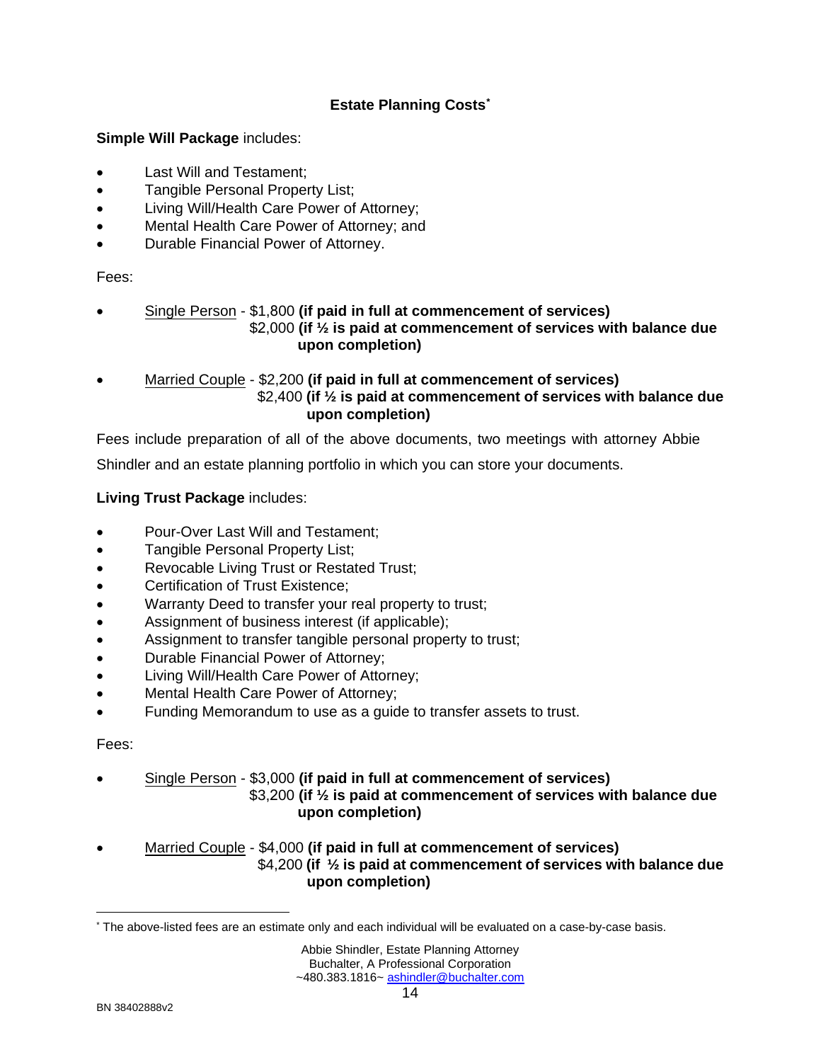## Estate Planning Costs*

**Simple Will Package** includes:

- Last Will and Testament;
- Tangible Personal Property List;
- Living Will/Health Care Power of Attorney;
- Mental Health Care Power of Attorney; and
- Durable Financial Power of Attorney.

Fees:

- Single Person - $1,800 **(if paid in full at commencement of services)**
  $2,000 **(if ½ is paid at commencement of services with balance due upon completion)**

- Married Couple - $2,200 **(if paid in full at commencement of services)**
  $2,400 **(if ½ is paid at commencement of services with balance due upon completion)**

Fees include preparation of all of the above documents, two meetings with attorney Abbie Shindler and an estate planning portfolio in which you can store your documents.

**Living Trust Package** includes:

- Pour-Over Last Will and Testament;
- Tangible Personal Property List;
- Revocable Living Trust or Restated Trust;
- Certification of Trust Existence;
- Warranty Deed to transfer your real property to trust;
- Assignment of business interest (if applicable);
- Assignment to transfer tangible personal property to trust;
- Durable Financial Power of Attorney;
- Living Will/Health Care Power of Attorney;
- Mental Health Care Power of Attorney;
- Funding Memorandum to use as a guide to transfer assets to trust.

Fees:

- Single Person - $3,000 **(if paid in full at commencement of services)**
  $3,200 **(if ½ is paid at commencement of services with balance due upon completion)**

- Married Couple - $4,000 **(if paid in full at commencement of services)**
  $4,200 **(if ½ is paid at commencement of services with balance due upon completion)**

* The above-listed fees are an estimate only and each individual will be evaluated on a case-by-case basis.

Abbie Shindler, Estate Planning Attorney
Buchalter, A Professional Corporation
~480.383.1816~ ashindler@buchalter.com

BN 38402888v2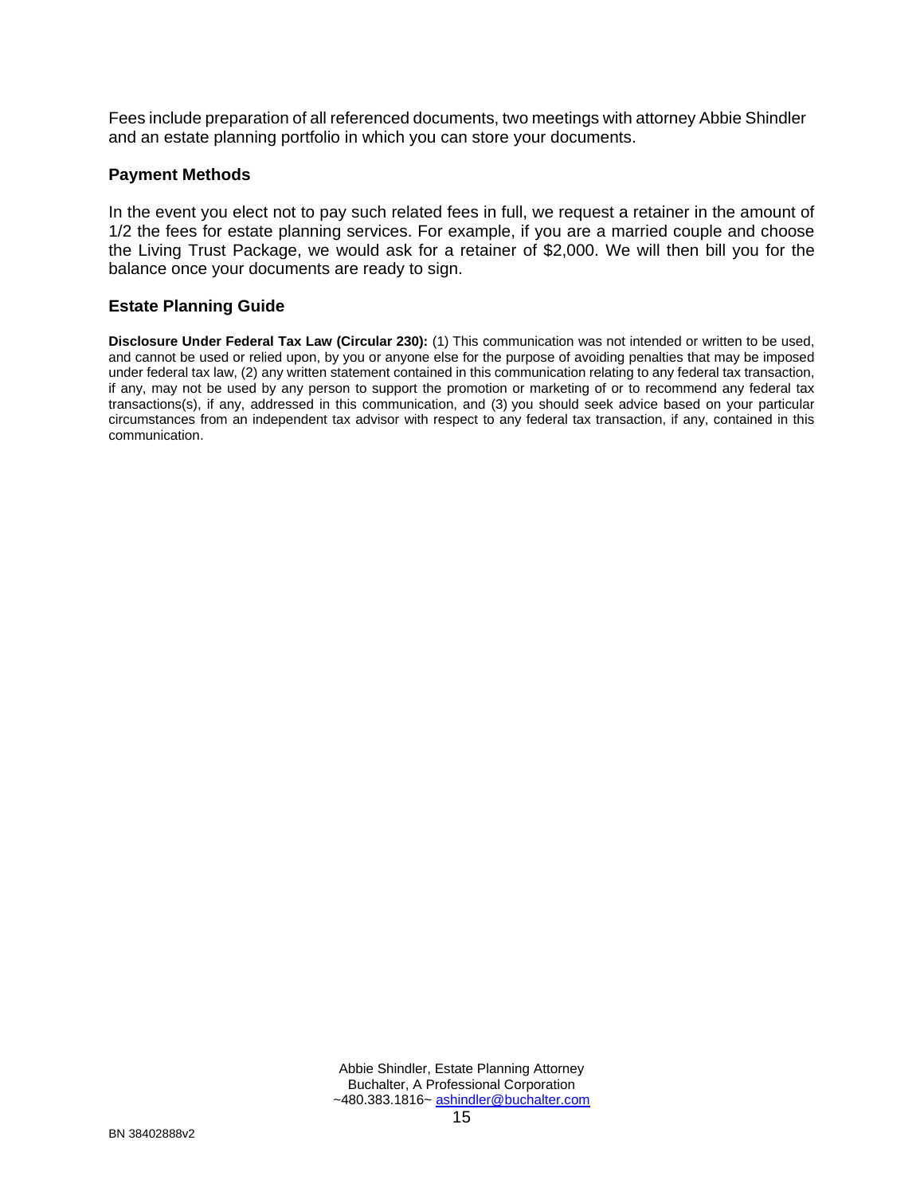Fees include preparation of all referenced documents, two meetings with attorney Abbie Shindler and an estate planning portfolio in which you can store your documents.

### Payment Methods

In the event you elect not to pay such related fees in full, we request a retainer in the amount of 1/2 the fees for estate planning services. For example, if you are a married couple and choose the Living Trust Package, we would ask for a retainer of $2,000. We will then bill you for the balance once your documents are ready to sign.

### Estate Planning Guide

**Disclosure Under Federal Tax Law (Circular 230):** (1) This communication was not intended or written to be used, and cannot be used or relied upon, by you or anyone else for the purpose of avoiding penalties that may be imposed under federal tax law, (2) any written statement contained in this communication relating to any federal tax transaction, if any, may not be used by any person to support the promotion or marketing of or to recommend any federal tax transactions(s), if any, addressed in this communication, and (3) you should seek advice based on your particular circumstances from an independent tax advisor with respect to any federal tax transaction, if any, contained in this communication.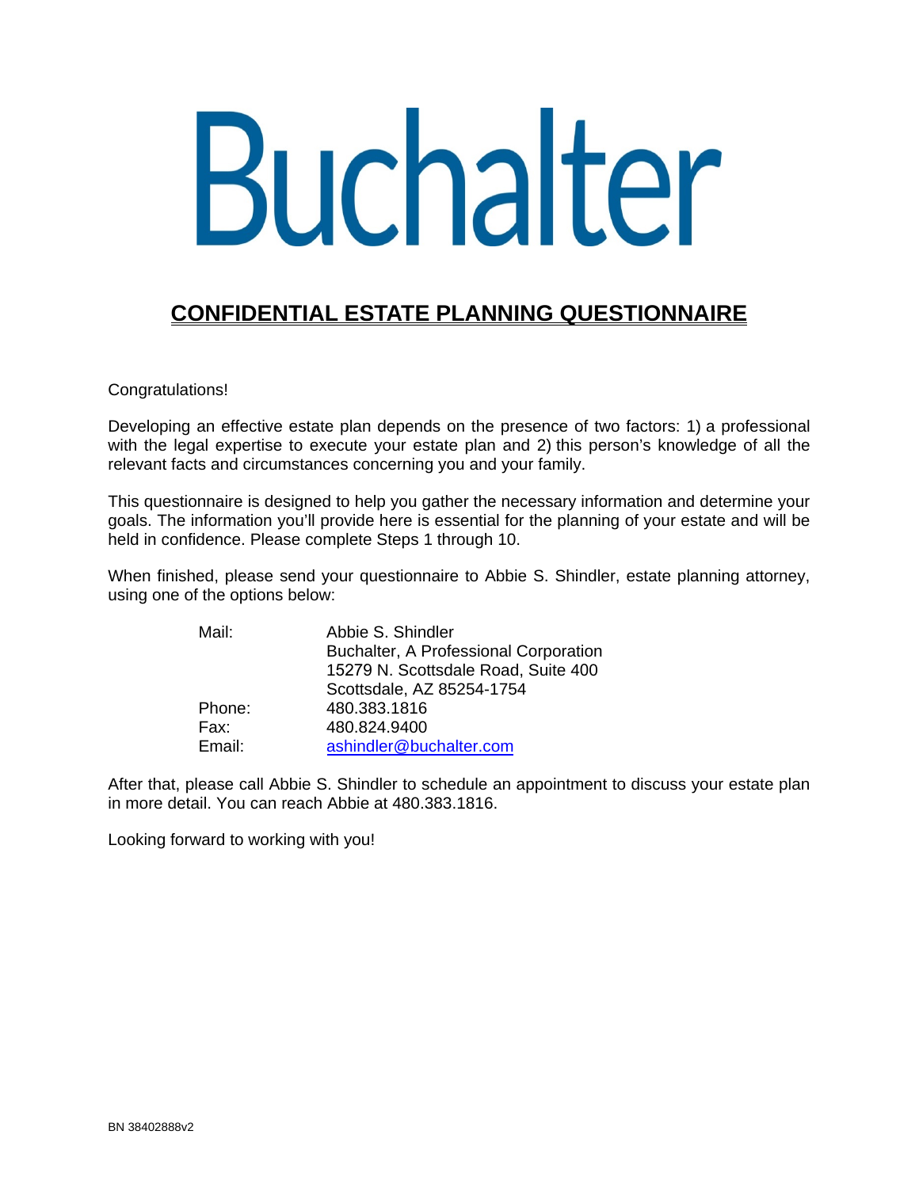# Buchalter

## CONFIDENTIAL ESTATE PLANNING QUESTIONNAIRE

Congratulations!

Developing an effective estate plan depends on the presence of two factors: 1) a professional with the legal expertise to execute your estate plan and 2) this person's knowledge of all the relevant facts and circumstances concerning you and your family.

This questionnaire is designed to help you gather the necessary information and determine your goals. The information you'll provide here is essential for the planning of your estate and will be held in confidence. Please complete Steps 1 through 10.

When finished, please send your questionnaire to Abbie S. Shindler, estate planning attorney, using one of the options below:

| | |
|---|---|
| Mail: | Abbie S. Shindler<br>Buchalter, A Professional Corporation<br>15279 N. Scottsdale Road, Suite 400<br>Scottsdale, AZ 85254-1754 |
| Phone: | 480.383.1816 |
| Fax: | 480.824.9400 |
| Email: | ashindler@buchalter.com |

After that, please call Abbie S. Shindler to schedule an appointment to discuss your estate plan in more detail. You can reach Abbie at 480.383.1816.

Looking forward to working with you!

BN 38402888v2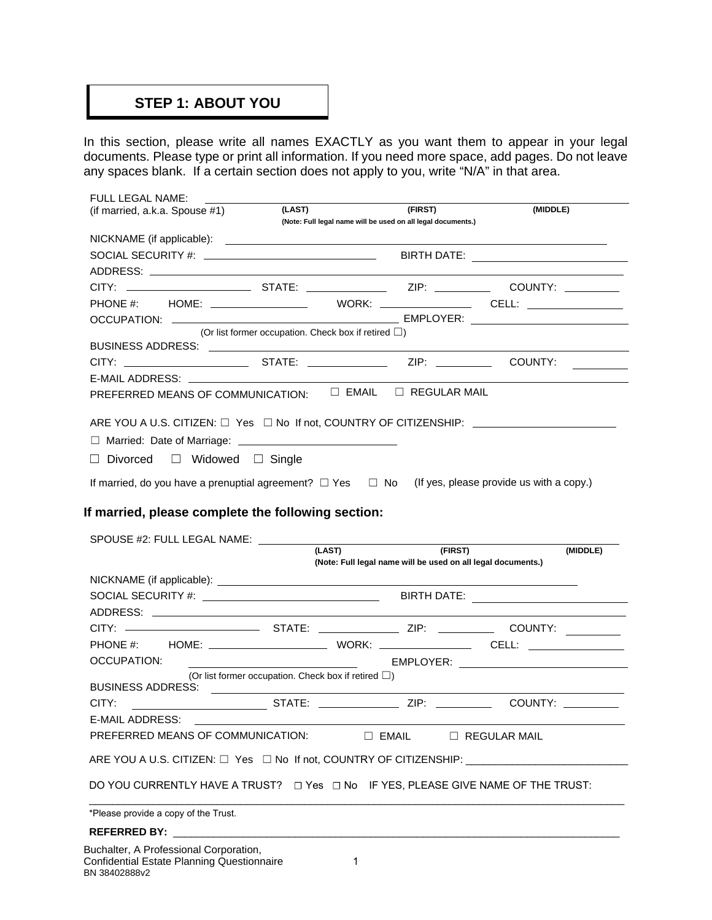## STEP 1: ABOUT YOU

In this section, please write all names EXACTLY as you want them to appear in your legal documents. Please type or print all information. If you need more space, add pages. Do not leave any spaces blank. If a certain section does not apply to you, write "N/A" in that area.

FULL LEGAL NAME: ______________________________________________
(if married, a.k.a. Spouse #1) **(LAST)** **(FIRST)** **(MIDDLE)**
**(Note: Full legal name will be used on all legal documents.)**

NICKNAME (if applicable): ______________________________________________

SOCIAL SECURITY #: ______________________ BIRTH DATE: ______________________

ADDRESS: ______________________________________________

CITY: ______________ STATE: __________ ZIP: ________ COUNTY: ________

PHONE #: HOME: ____________ WORK: ____________ CELL: ____________

OCCUPATION: ______________________ EMPLOYER: ______________________
(Or list former occupation. Check box if retired ☐)

BUSINESS ADDRESS: ______________________________________________

CITY: ______________ STATE: __________ ZIP: ________ COUNTY: ________

E-MAIL ADDRESS: ______________________________________________

PREFERRED MEANS OF COMMUNICATION: ☐ EMAIL ☐ REGULAR MAIL

ARE YOU A U.S. CITIZEN: ☐ Yes ☐ No If not, COUNTRY OF CITIZENSHIP: ________________

☐ Married: Date of Marriage: ______________________

☐ Divorced ☐ Widowed ☐ Single

If married, do you have a prenuptial agreement? ☐ Yes ☐ No (If yes, please provide us with a copy.)

### If married, please complete the following section:

SPOUSE #2: FULL LEGAL NAME: ______________________________________________
**(LAST)** **(FIRST)** **(MIDDLE)**
**(Note: Full legal name will be used on all legal documents.)**

NICKNAME (if applicable): ______________________________________________

SOCIAL SECURITY #: ______________________ BIRTH DATE: ______________________

ADDRESS: ______________________________________________

CITY: ______________ STATE: __________ ZIP: ________ COUNTY: ________

PHONE #: HOME: ____________ WORK: ____________ CELL: ____________

OCCUPATION: ______________________ EMPLOYER: ______________________
(Or list former occupation. Check box if retired ☐)

BUSINESS ADDRESS: ______________________________________________

CITY: ______________ STATE: __________ ZIP: ________ COUNTY: ________

E-MAIL ADDRESS: ______________________________________________

PREFERRED MEANS OF COMMUNICATION: ☐ EMAIL ☐ REGULAR MAIL

ARE YOU A U.S. CITIZEN: ☐ Yes ☐ No If not, COUNTRY OF CITIZENSHIP: ________________

DO YOU CURRENTLY HAVE A TRUST? ☐ Yes ☐ No IF YES, PLEASE GIVE NAME OF THE TRUST:

______________________________________________________________________

*Please provide a copy of the Trust.

**REFERRED BY:** ______________________________________________

Buchalter, A Professional Corporation,
Confidential Estate Planning Questionnaire
BN 38402888v2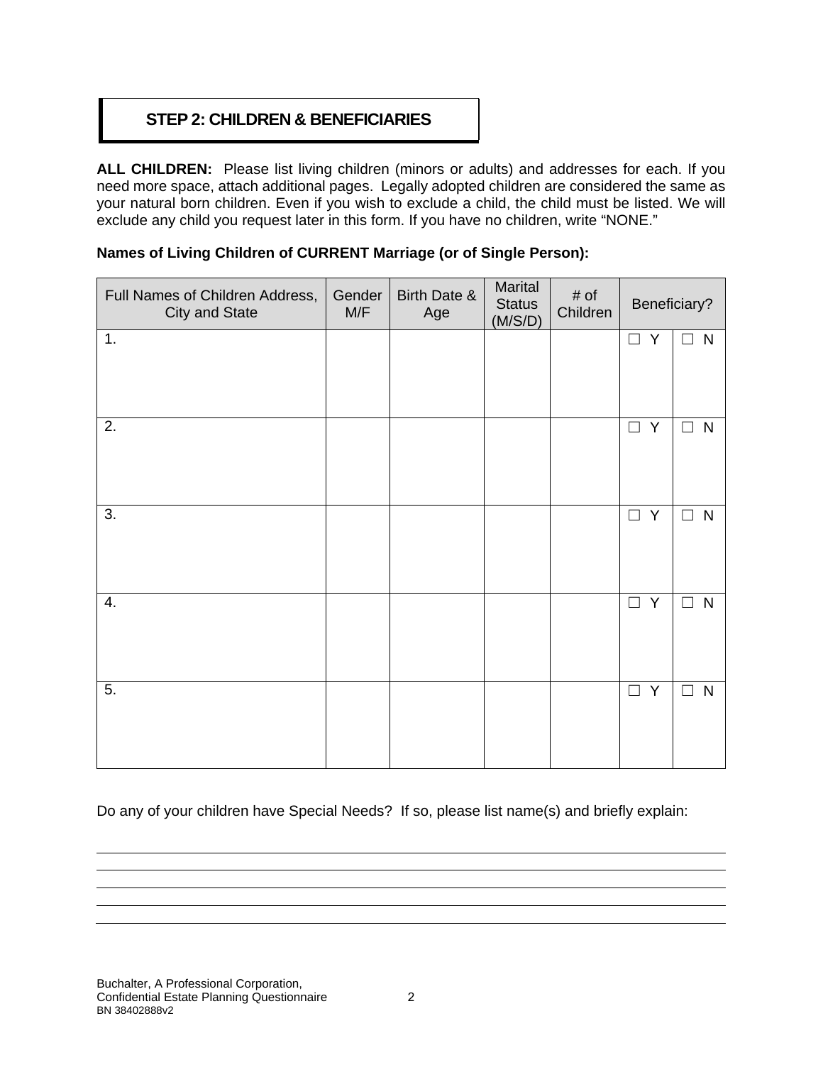## STEP 2: CHILDREN & BENEFICIARIES

**ALL CHILDREN:** Please list living children (minors or adults) and addresses for each. If you need more space, attach additional pages. Legally adopted children are considered the same as your natural born children. Even if you wish to exclude a child, the child must be listed. We will exclude any child you request later in this form. If you have no children, write "NONE."

**Names of Living Children of CURRENT Marriage (or of Single Person):**

| Full Names of Children Address, City and State | Gender M/F | Birth Date & Age | Marital Status (M/S/D) | # of Children | Beneficiary? | |
|---|---|---|---|---|---|---|
| 1. | | | | | ☐ Y | ☐ N |
| 2. | | | | | ☐ Y | ☐ N |
| 3. | | | | | ☐ Y | ☐ N |
| 4. | | | | | ☐ Y | ☐ N |
| 5. | | | | | ☐ Y | ☐ N |

Do any of your children have Special Needs? If so, please list name(s) and briefly explain:

\_\_\_\_\_\_\_\_\_\_\_\_\_\_\_\_\_\_\_\_\_\_\_\_\_\_\_\_\_\_\_\_\_\_\_\_\_\_\_\_\_\_\_\_\_\_\_\_\_\_\_\_\_\_\_\_\_\_\_\_\_\_\_\_\_\_\_\_\_\_\_\_\_\_\_\_

\_\_\_\_\_\_\_\_\_\_\_\_\_\_\_\_\_\_\_\_\_\_\_\_\_\_\_\_\_\_\_\_\_\_\_\_\_\_\_\_\_\_\_\_\_\_\_\_\_\_\_\_\_\_\_\_\_\_\_\_\_\_\_\_\_\_\_\_\_\_\_\_\_\_\_\_

\_\_\_\_\_\_\_\_\_\_\_\_\_\_\_\_\_\_\_\_\_\_\_\_\_\_\_\_\_\_\_\_\_\_\_\_\_\_\_\_\_\_\_\_\_\_\_\_\_\_\_\_\_\_\_\_\_\_\_\_\_\_\_\_\_\_\_\_\_\_\_\_\_\_\_\_

\_\_\_\_\_\_\_\_\_\_\_\_\_\_\_\_\_\_\_\_\_\_\_\_\_\_\_\_\_\_\_\_\_\_\_\_\_\_\_\_\_\_\_\_\_\_\_\_\_\_\_\_\_\_\_\_\_\_\_\_\_\_\_\_\_\_\_\_\_\_\_\_\_\_\_\_

\_\_\_\_\_\_\_\_\_\_\_\_\_\_\_\_\_\_\_\_\_\_\_\_\_\_\_\_\_\_\_\_\_\_\_\_\_\_\_\_\_\_\_\_\_\_\_\_\_\_\_\_\_\_\_\_\_\_\_\_\_\_\_\_\_\_\_\_\_\_\_\_\_\_\_\_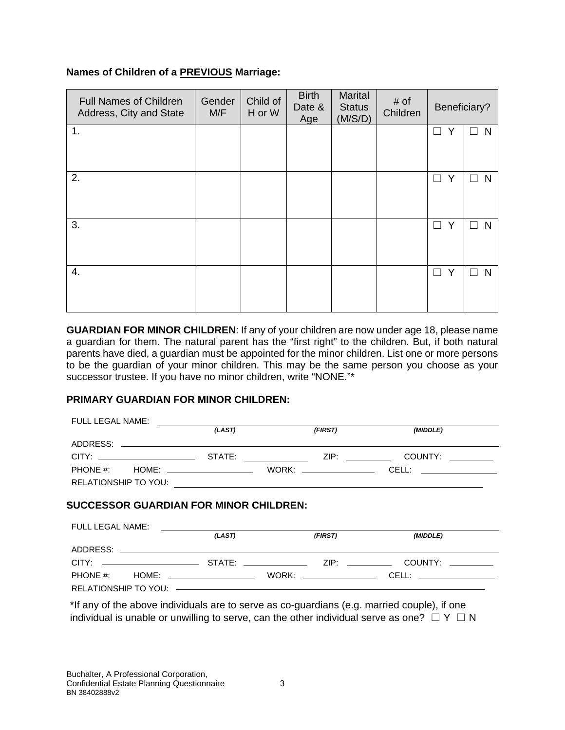**Names of Children of a PREVIOUS Marriage:**

| Full Names of Children Address, City and State | Gender M/F | Child of H or W | Birth Date & Age | Marital Status (M/S/D) | # of Children | Beneficiary? | |
|---|---|---|---|---|---|---|---|
| 1. | | | | | | ☐ Y | ☐ N |
| 2. | | | | | | ☐ Y | ☐ N |
| 3. | | | | | | ☐ Y | ☐ N |
| 4. | | | | | | ☐ Y | ☐ N |

**GUARDIAN FOR MINOR CHILDREN**: If any of your children are now under age 18, please name a guardian for them. The natural parent has the "first right" to the children. But, if both natural parents have died, a guardian must be appointed for the minor children. List one or more persons to be the guardian of your minor children. This may be the same person you choose as your successor trustee. If you have no minor children, write "NONE."*

**PRIMARY GUARDIAN FOR MINOR CHILDREN:**

FULL LEGAL NAME: ______________________________________________
*(LAST)* *(FIRST)* *(MIDDLE)*

ADDRESS: ______________________________________________

CITY: ____________ STATE: ____________ ZIP: ________ COUNTY: ________

PHONE #: HOME: ____________ WORK: ____________ CELL: ____________

RELATIONSHIP TO YOU: ______________________________________________

**SUCCESSOR GUARDIAN FOR MINOR CHILDREN:**

FULL LEGAL NAME: ______________________________________________
*(LAST)* *(FIRST)* *(MIDDLE)*

ADDRESS: ______________________________________________

CITY: ____________ STATE: ____________ ZIP: ________ COUNTY: ________

PHONE #: HOME: ____________ WORK: ____________ CELL: ____________

RELATIONSHIP TO YOU: ______________________________________________

*If any of the above individuals are to serve as co-guardians (e.g. married couple), if one individual is unable or unwilling to serve, can the other individual serve as one? ☐ Y ☐ N

Buchalter, A Professional Corporation,
Confidential Estate Planning Questionnaire
BN 38402888v2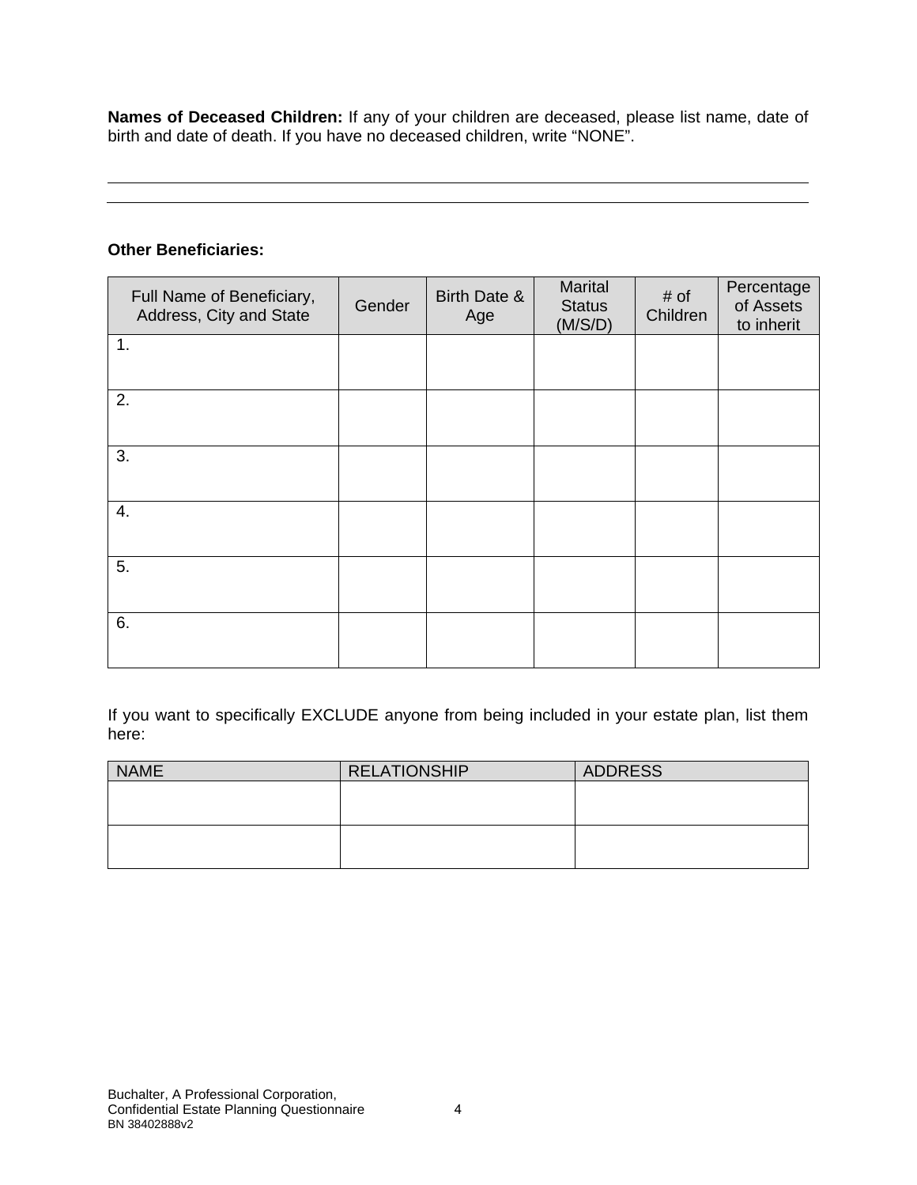**Names of Deceased Children:** If any of your children are deceased, please list name, date of birth and date of death. If you have no deceased children, write "NONE".

\_\_\_\_\_\_\_\_\_\_\_\_\_\_\_\_\_\_\_\_\_\_\_\_\_\_\_\_\_\_\_\_\_\_\_\_\_\_\_\_\_\_\_\_\_\_\_\_\_\_\_\_\_\_\_\_\_\_\_\_\_\_\_\_\_\_\_\_\_\_\_\_\_\_\_\_\_\_

\_\_\_\_\_\_\_\_\_\_\_\_\_\_\_\_\_\_\_\_\_\_\_\_\_\_\_\_\_\_\_\_\_\_\_\_\_\_\_\_\_\_\_\_\_\_\_\_\_\_\_\_\_\_\_\_\_\_\_\_\_\_\_\_\_\_\_\_\_\_\_\_\_\_\_\_\_\_

**Other Beneficiaries:**

| Full Name of Beneficiary, Address, City and State | Gender | Birth Date & Age | Marital Status (M/S/D) | # of Children | Percentage of Assets to inherit |
|---|---|---|---|---|---|
| 1. | | | | | |
| 2. | | | | | |
| 3. | | | | | |
| 4. | | | | | |
| 5. | | | | | |
| 6. | | | | | |

If you want to specifically EXCLUDE anyone from being included in your estate plan, list them here:

| NAME | RELATIONSHIP | ADDRESS |
|---|---|---|
| | | |
| | | |

Buchalter, A Professional Corporation,
Confidential Estate Planning Questionnaire
BN 38402888v2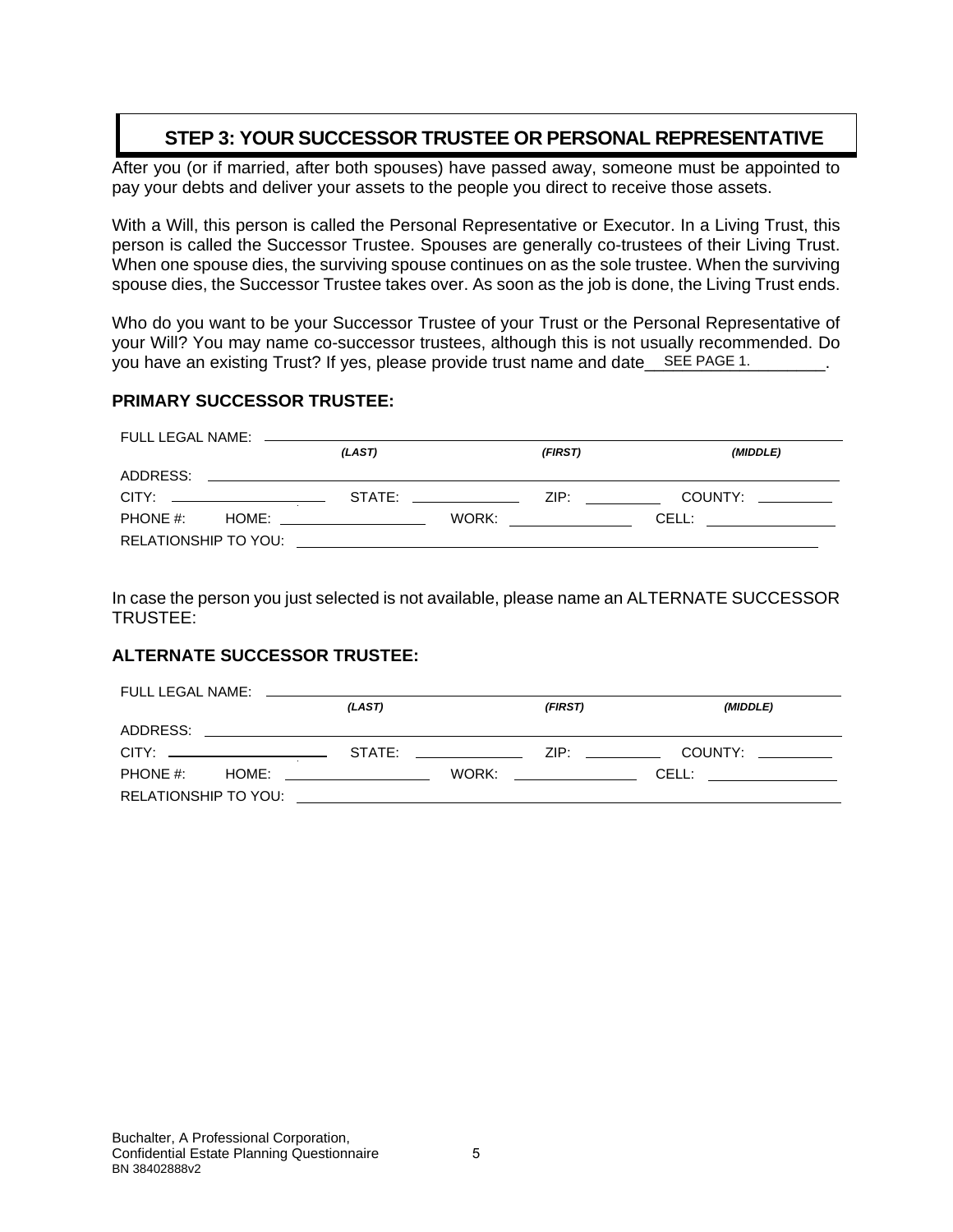## STEP 3: YOUR SUCCESSOR TRUSTEE OR PERSONAL REPRESENTATIVE

After you (or if married, after both spouses) have passed away, someone must be appointed to pay your debts and deliver your assets to the people you direct to receive those assets.

With a Will, this person is called the Personal Representative or Executor. In a Living Trust, this person is called the Successor Trustee. Spouses are generally co-trustees of their Living Trust. When one spouse dies, the surviving spouse continues on as the sole trustee. When the surviving spouse dies, the Successor Trustee takes over. As soon as the job is done, the Living Trust ends.

Who do you want to be your Successor Trustee of your Trust or the Personal Representative of your Will? You may name co-successor trustees, although this is not usually recommended. Do you have an existing Trust? If yes, please provide trust name and date SEE PAGE 1.

**PRIMARY SUCCESSOR TRUSTEE:**

FULL LEGAL NAME: ______________________________________________
*(LAST)* *(FIRST)* *(MIDDLE)*

ADDRESS: ______________________________________________

CITY: ______________ STATE: __________ ZIP: ________ COUNTY: ________

PHONE #: HOME: ______________ WORK: ______________ CELL: ______________

RELATIONSHIP TO YOU: ______________________________________________

In case the person you just selected is not available, please name an ALTERNATE SUCCESSOR TRUSTEE:

**ALTERNATE SUCCESSOR TRUSTEE:**

FULL LEGAL NAME: ______________________________________________
*(LAST)* *(FIRST)* *(MIDDLE)*

ADDRESS: ______________________________________________

CITY: ______________ STATE: __________ ZIP: ________ COUNTY: ________

PHONE #: HOME: ______________ WORK: ______________ CELL: ______________

RELATIONSHIP TO YOU: ______________________________________________

Buchalter, A Professional Corporation,
Confidential Estate Planning Questionnaire
BN 38402888v2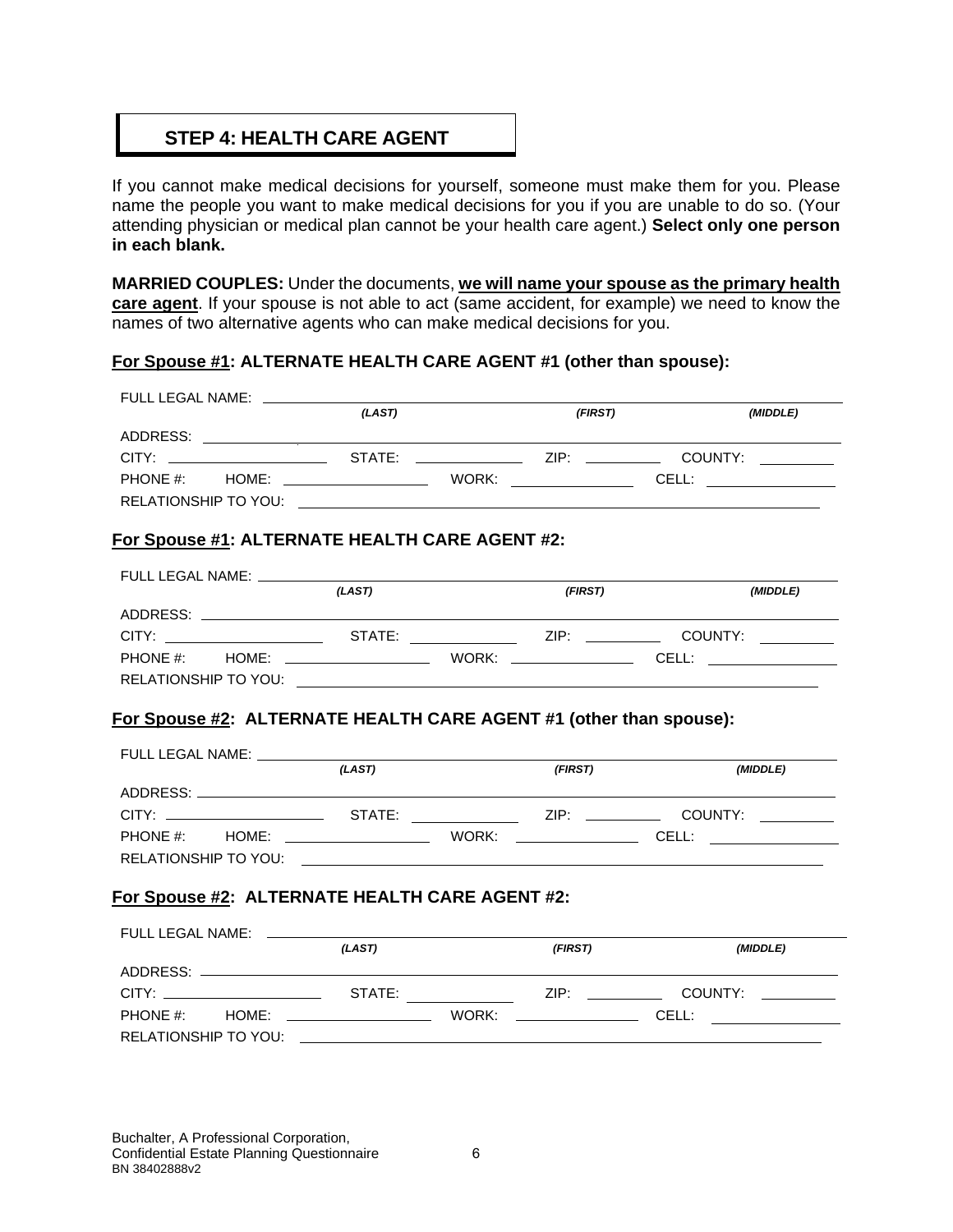## STEP 4: HEALTH CARE AGENT

If you cannot make medical decisions for yourself, someone must make them for you. Please name the people you want to make medical decisions for you if you are unable to do so. (Your attending physician or medical plan cannot be your health care agent.) **Select only one person in each blank.**

**MARRIED COUPLES:** Under the documents, **we will name your spouse as the primary health care agent**. If your spouse is not able to act (same accident, for example) we need to know the names of two alternative agents who can make medical decisions for you.

**For Spouse #1: ALTERNATE HEALTH CARE AGENT #1 (other than spouse):**

FULL LEGAL NAME: ______________________________________________
*(LAST)* *(FIRST)* *(MIDDLE)*

ADDRESS: ______________________________________________

CITY: ______________ STATE: __________ ZIP: ________ COUNTY: ________

PHONE #: HOME: ______________ WORK: ______________ CELL: ______________

RELATIONSHIP TO YOU: ______________________________________________

**For Spouse #1: ALTERNATE HEALTH CARE AGENT #2:**

FULL LEGAL NAME: ______________________________________________
*(LAST)* *(FIRST)* *(MIDDLE)*

ADDRESS: ______________________________________________

CITY: ______________ STATE: __________ ZIP: ________ COUNTY: ________

PHONE #: HOME: ______________ WORK: ______________ CELL: ______________

RELATIONSHIP TO YOU: ______________________________________________

**For Spouse #2: ALTERNATE HEALTH CARE AGENT #1 (other than spouse):**

FULL LEGAL NAME: ______________________________________________
*(LAST)* *(FIRST)* *(MIDDLE)*

ADDRESS: ______________________________________________

CITY: ______________ STATE: __________ ZIP: ________ COUNTY: ________

PHONE #: HOME: ______________ WORK: ______________ CELL: ______________

RELATIONSHIP TO YOU: ______________________________________________

**For Spouse #2: ALTERNATE HEALTH CARE AGENT #2:**

FULL LEGAL NAME: ______________________________________________
*(LAST)* *(FIRST)* *(MIDDLE)*

ADDRESS: ______________________________________________

CITY: ______________ STATE: __________ ZIP: ________ COUNTY: ________

PHONE #: HOME: ______________ WORK: ______________ CELL: ______________

RELATIONSHIP TO YOU: ______________________________________________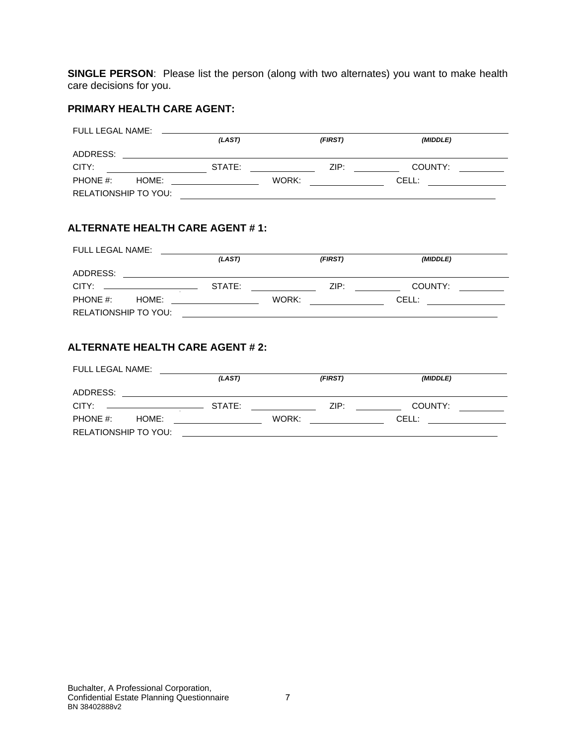**SINGLE PERSON**: Please list the person (along with two alternates) you want to make health care decisions for you.

### PRIMARY HEALTH CARE AGENT:

FULL LEGAL NAME: ______________________________________________
*(LAST)* *(FIRST)* *(MIDDLE)*

ADDRESS: ______________________________________________

CITY: ____________ STATE: ____________ ZIP: ________ COUNTY: ________

PHONE #: HOME: ____________ WORK: ____________ CELL: ____________

RELATIONSHIP TO YOU: ______________________________________________

### ALTERNATE HEALTH CARE AGENT # 1:

FULL LEGAL NAME: ______________________________________________
*(LAST)* *(FIRST)* *(MIDDLE)*

ADDRESS: ______________________________________________

CITY: ____________ STATE: ____________ ZIP: ________ COUNTY: ________

PHONE #: HOME: ____________ WORK: ____________ CELL: ____________

RELATIONSHIP TO YOU: ______________________________________________

### ALTERNATE HEALTH CARE AGENT # 2:

FULL LEGAL NAME: ______________________________________________
*(LAST)* *(FIRST)* *(MIDDLE)*

ADDRESS: ______________________________________________

CITY: ____________ STATE: ____________ ZIP: ________ COUNTY: ________

PHONE #: HOME: ____________ WORK: ____________ CELL: ____________

RELATIONSHIP TO YOU: ______________________________________________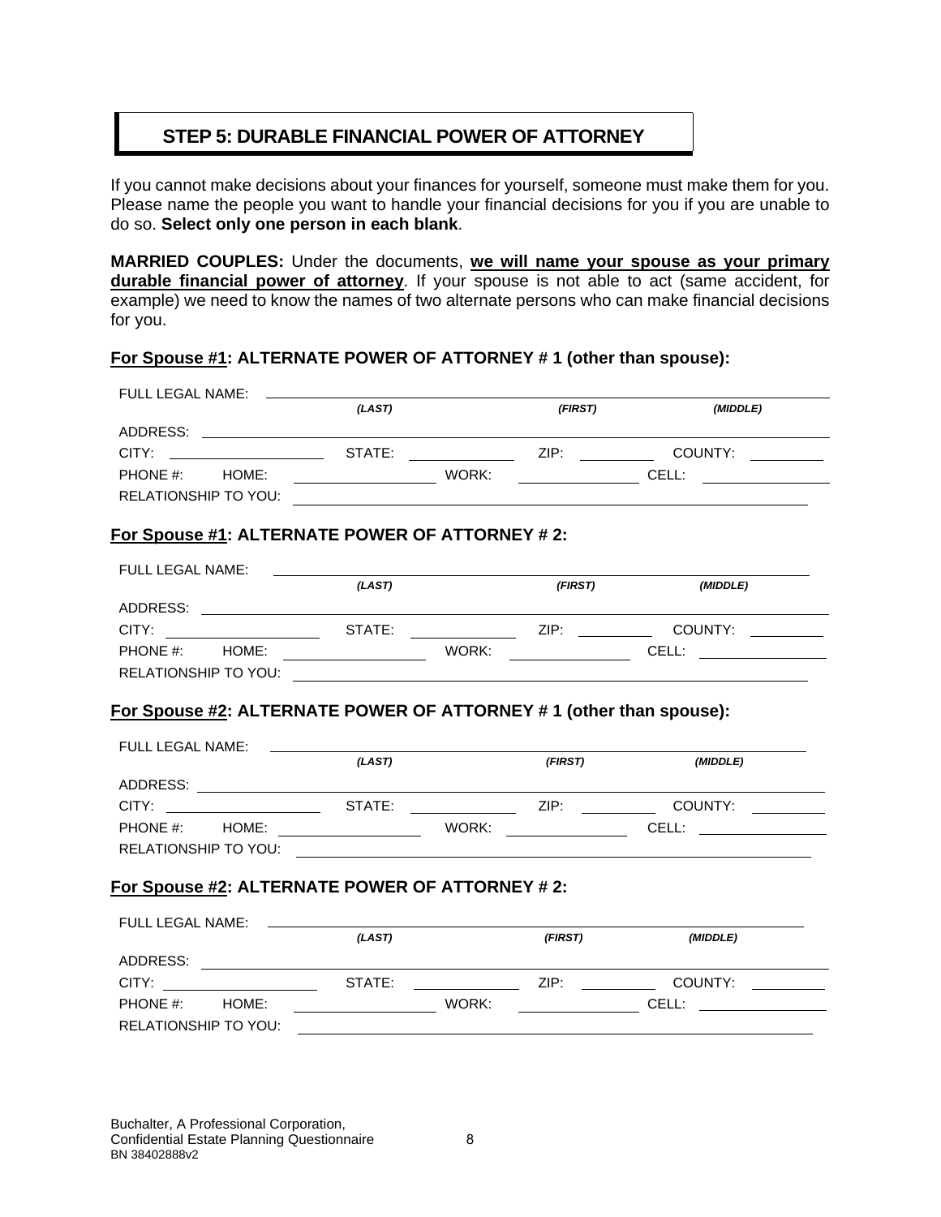## STEP 5: DURABLE FINANCIAL POWER OF ATTORNEY

If you cannot make decisions about your finances for yourself, someone must make them for you. Please name the people you want to handle your financial decisions for you if you are unable to do so. **Select only one person in each blank**.

**MARRIED COUPLES:** Under the documents, **we will name your spouse as your primary durable financial power of attorney**. If your spouse is not able to act (same accident, for example) we need to know the names of two alternate persons who can make financial decisions for you.

### For Spouse #1: ALTERNATE POWER OF ATTORNEY # 1 (other than spouse):

FULL LEGAL NAME: ______________________________________________
*(LAST)* *(FIRST)* *(MIDDLE)*

ADDRESS: ______________________________________________

CITY: ______________ STATE: __________ ZIP: ________ COUNTY: ________

PHONE #: HOME: ______________ WORK: ______________ CELL: ______________

RELATIONSHIP TO YOU: ______________________________________________

### For Spouse #1: ALTERNATE POWER OF ATTORNEY # 2:

FULL LEGAL NAME: ______________________________________________
*(LAST)* *(FIRST)* *(MIDDLE)*

ADDRESS: ______________________________________________

CITY: ______________ STATE: __________ ZIP: ________ COUNTY: ________

PHONE #: HOME: ______________ WORK: ______________ CELL: ______________

RELATIONSHIP TO YOU: ______________________________________________

### For Spouse #2: ALTERNATE POWER OF ATTORNEY # 1 (other than spouse):

FULL LEGAL NAME: ______________________________________________
*(LAST)* *(FIRST)* *(MIDDLE)*

ADDRESS: ______________________________________________

CITY: ______________ STATE: __________ ZIP: ________ COUNTY: ________

PHONE #: HOME: ______________ WORK: ______________ CELL: ______________

RELATIONSHIP TO YOU: ______________________________________________

### For Spouse #2: ALTERNATE POWER OF ATTORNEY # 2:

FULL LEGAL NAME: ______________________________________________
*(LAST)* *(FIRST)* *(MIDDLE)*

ADDRESS: ______________________________________________

CITY: ______________ STATE: __________ ZIP: ________ COUNTY: ________

PHONE #: HOME: ______________ WORK: ______________ CELL: ______________

RELATIONSHIP TO YOU: ______________________________________________

Buchalter, A Professional Corporation,
Confidential Estate Planning Questionnaire
BN 38402888v2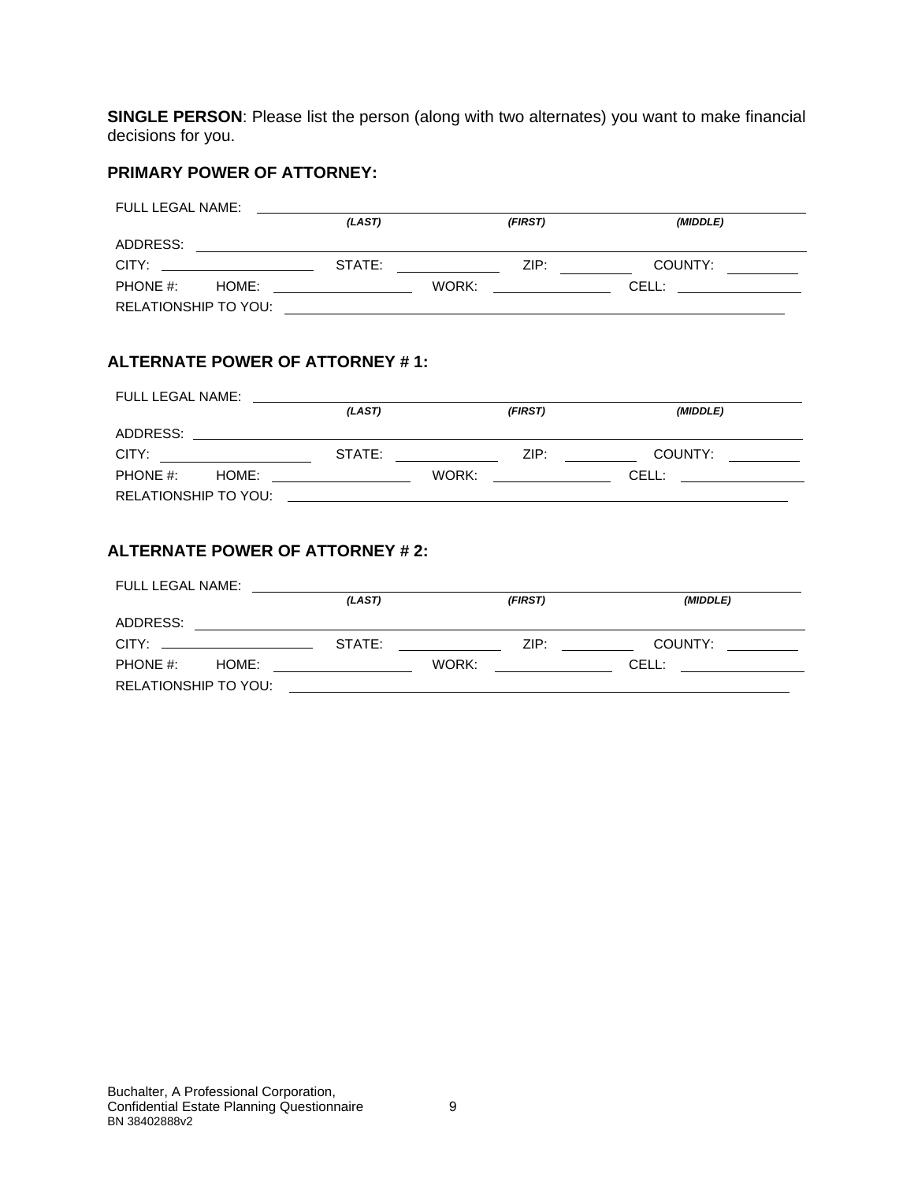**SINGLE PERSON**: Please list the person (along with two alternates) you want to make financial decisions for you.

### PRIMARY POWER OF ATTORNEY:

FULL LEGAL NAME: ______________________________________________

*(LAST)* *(FIRST)* *(MIDDLE)*

ADDRESS: ______________________________________________

CITY: ____________ STATE: ____________ ZIP: ________ COUNTY: ________

PHONE #: HOME: ____________ WORK: ____________ CELL: ____________

RELATIONSHIP TO YOU: ______________________________________________

### ALTERNATE POWER OF ATTORNEY # 1:

FULL LEGAL NAME: ______________________________________________

*(LAST)* *(FIRST)* *(MIDDLE)*

ADDRESS: ______________________________________________

CITY: ____________ STATE: ____________ ZIP: ________ COUNTY: ________

PHONE #: HOME: ____________ WORK: ____________ CELL: ____________

RELATIONSHIP TO YOU: ______________________________________________

### ALTERNATE POWER OF ATTORNEY # 2:

FULL LEGAL NAME: ______________________________________________

*(LAST)* *(FIRST)* *(MIDDLE)*

ADDRESS: ______________________________________________

CITY: ____________ STATE: ____________ ZIP: ________ COUNTY: ________

PHONE #: HOME: ____________ WORK: ____________ CELL: ____________

RELATIONSHIP TO YOU: ______________________________________________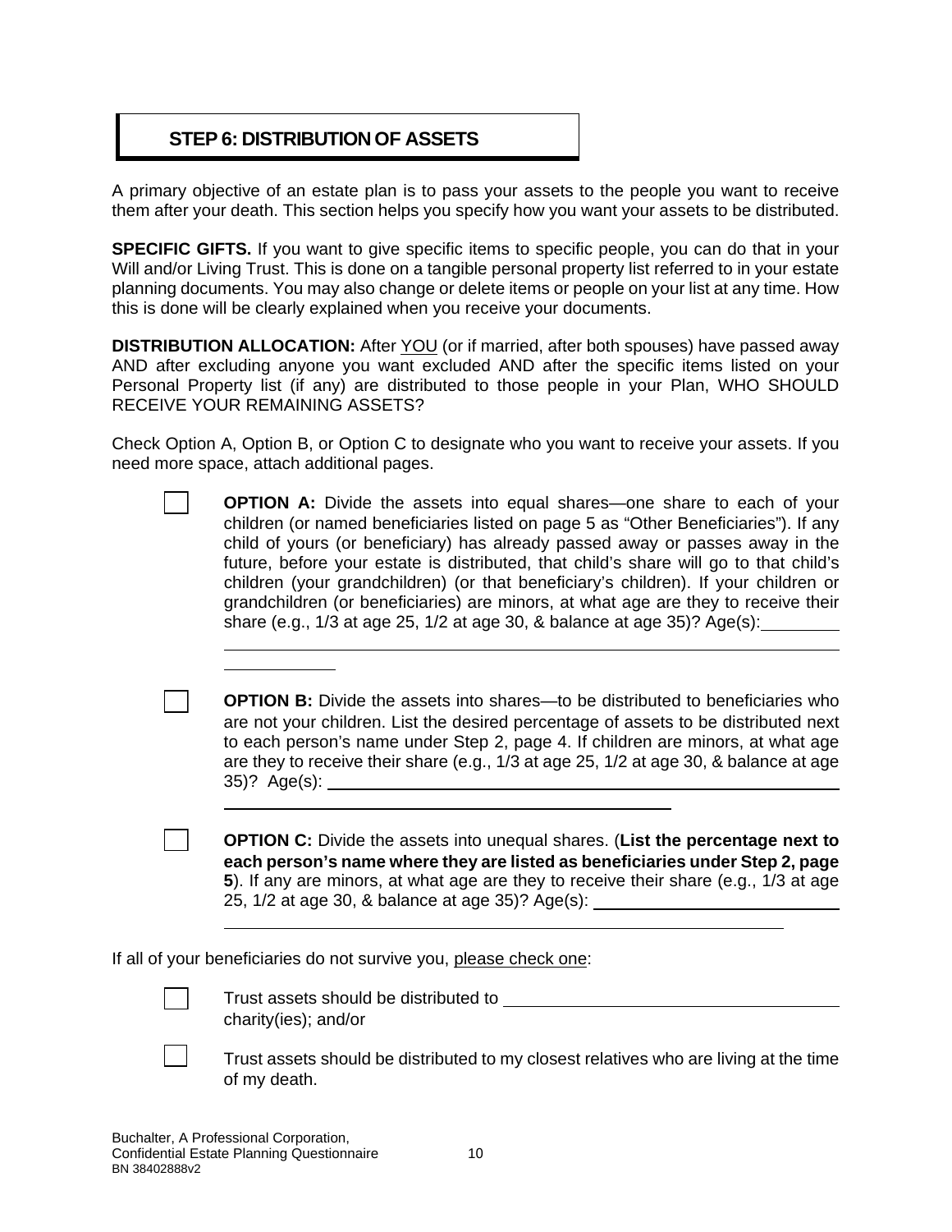## STEP 6: DISTRIBUTION OF ASSETS

A primary objective of an estate plan is to pass your assets to the people you want to receive them after your death. This section helps you specify how you want your assets to be distributed.

**SPECIFIC GIFTS.** If you want to give specific items to specific people, you can do that in your Will and/or Living Trust. This is done on a tangible personal property list referred to in your estate planning documents. You may also change or delete items or people on your list at any time. How this is done will be clearly explained when you receive your documents.

**DISTRIBUTION ALLOCATION:** After YOU (or if married, after both spouses) have passed away AND after excluding anyone you want excluded AND after the specific items listed on your Personal Property list (if any) are distributed to those people in your Plan, WHO SHOULD RECEIVE YOUR REMAINING ASSETS?

Check Option A, Option B, or Option C to designate who you want to receive your assets. If you need more space, attach additional pages.

☐ **OPTION A:** Divide the assets into equal shares—one share to each of your children (or named beneficiaries listed on page 5 as "Other Beneficiaries"). If any child of yours (or beneficiary) has already passed away or passes away in the future, before your estate is distributed, that child's share will go to that child's children (your grandchildren) (or that beneficiary's children). If your children or grandchildren (or beneficiaries) are minors, at what age are they to receive their share (e.g., 1/3 at age 25, 1/2 at age 30, & balance at age 35)? Age(s): ________

______________________________________________________________

____________

☐ **OPTION B:** Divide the assets into shares—to be distributed to beneficiaries who are not your children. List the desired percentage of assets to be distributed next to each person's name under Step 2, page 4. If children are minors, at what age are they to receive their share (e.g., 1/3 at age 25, 1/2 at age 30, & balance at age 35)? Age(s): ______________________________________________

______________________________________________

☐ **OPTION C:** Divide the assets into unequal shares. (**List the percentage next to each person's name where they are listed as beneficiaries under Step 2, page 5**). If any are minors, at what age are they to receive their share (e.g., 1/3 at age 25, 1/2 at age 30, & balance at age 35)? Age(s): ______________________

______________________________________________________

If all of your beneficiaries do not survive you, please check one:

☐ Trust assets should be distributed to ________________________________ charity(ies); and/or

☐ Trust assets should be distributed to my closest relatives who are living at the time of my death.

Buchalter, A Professional Corporation,
Confidential Estate Planning Questionnaire
BN 38402888v2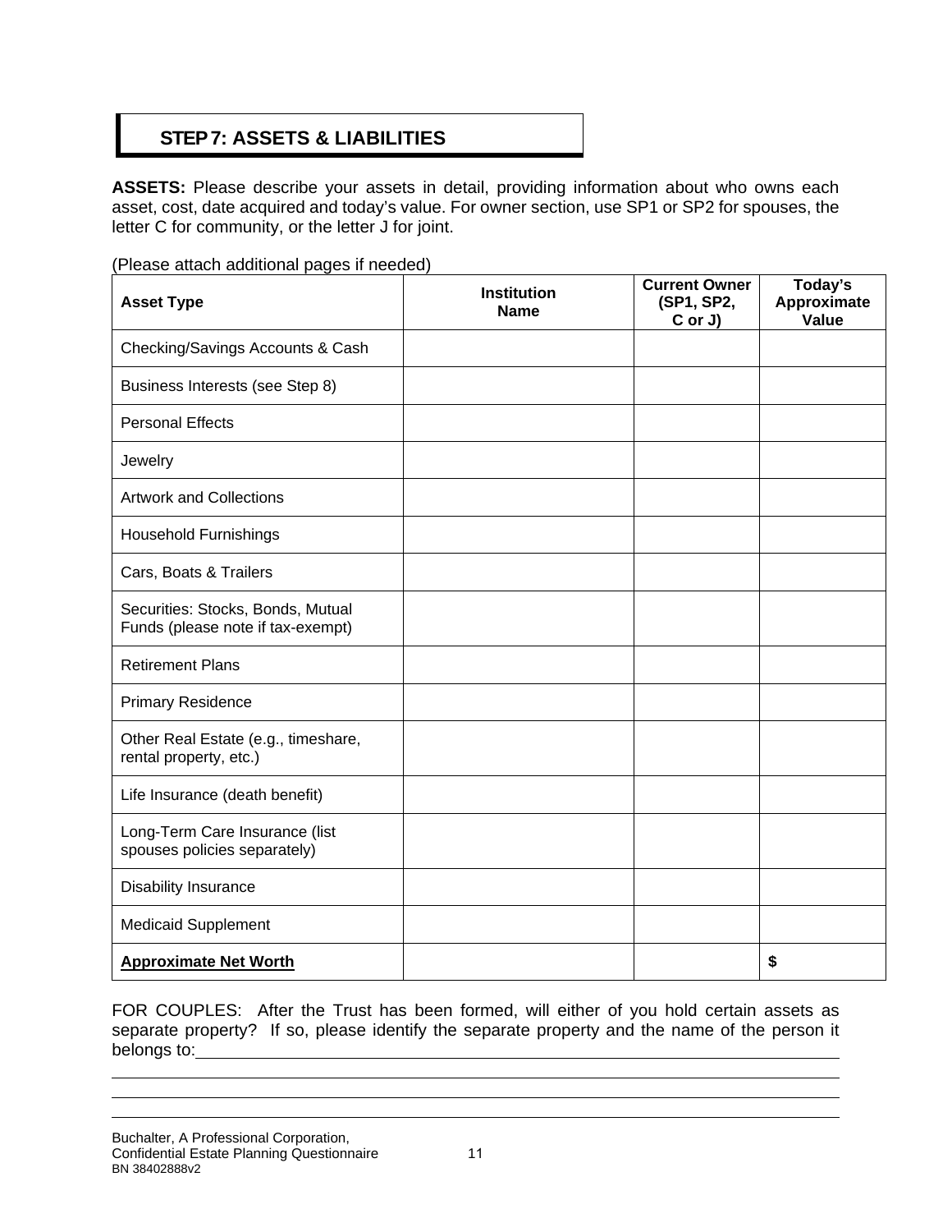## STEP 7: ASSETS & LIABILITIES

**ASSETS:** Please describe your assets in detail, providing information about who owns each asset, cost, date acquired and today's value. For owner section, use SP1 or SP2 for spouses, the letter C for community, or the letter J for joint.

(Please attach additional pages if needed)

| Asset Type | Institution Name | Current Owner (SP1, SP2, C or J) | Today's Approximate Value |
|---|---|---|---|
| Checking/Savings Accounts & Cash | | | |
| Business Interests (see Step 8) | | | |
| Personal Effects | | | |
| Jewelry | | | |
| Artwork and Collections | | | |
| Household Furnishings | | | |
| Cars, Boats & Trailers | | | |
| Securities: Stocks, Bonds, Mutual Funds (please note if tax-exempt) | | | |
| Retirement Plans | | | |
| Primary Residence | | | |
| Other Real Estate (e.g., timeshare, rental property, etc.) | | | |
| Life Insurance (death benefit) | | | |
| Long-Term Care Insurance (list spouses policies separately) | | | |
| Disability Insurance | | | |
| Medicaid Supplement | | | |
| **Approximate Net Worth** | | | **$** |

FOR COUPLES: After the Trust has been formed, will either of you hold certain assets as separate property? If so, please identify the separate property and the name of the person it belongs to:\_\_\_\_\_\_\_\_\_\_\_\_\_\_\_\_\_\_\_\_\_\_\_\_\_\_\_\_\_\_\_\_\_\_\_\_\_\_\_\_\_\_\_\_\_\_\_\_\_\_\_\_\_\_\_\_\_\_\_\_\_\_\_\_

\_\_\_\_\_\_\_\_\_\_\_\_\_\_\_\_\_\_\_\_\_\_\_\_\_\_\_\_\_\_\_\_\_\_\_\_\_\_\_\_\_\_\_\_\_\_\_\_\_\_\_\_\_\_\_\_\_\_\_\_\_\_\_\_\_\_\_\_\_\_\_\_\_\_\_\_\_\_\_\_

\_\_\_\_\_\_\_\_\_\_\_\_\_\_\_\_\_\_\_\_\_\_\_\_\_\_\_\_\_\_\_\_\_\_\_\_\_\_\_\_\_\_\_\_\_\_\_\_\_\_\_\_\_\_\_\_\_\_\_\_\_\_\_\_\_\_\_\_\_\_\_\_\_\_\_\_\_\_\_\_

\_\_\_\_\_\_\_\_\_\_\_\_\_\_\_\_\_\_\_\_\_\_\_\_\_\_\_\_\_\_\_\_\_\_\_\_\_\_\_\_\_\_\_\_\_\_\_\_\_\_\_\_\_\_\_\_\_\_\_\_\_\_\_\_\_\_\_\_\_\_\_\_\_\_\_\_\_\_\_\_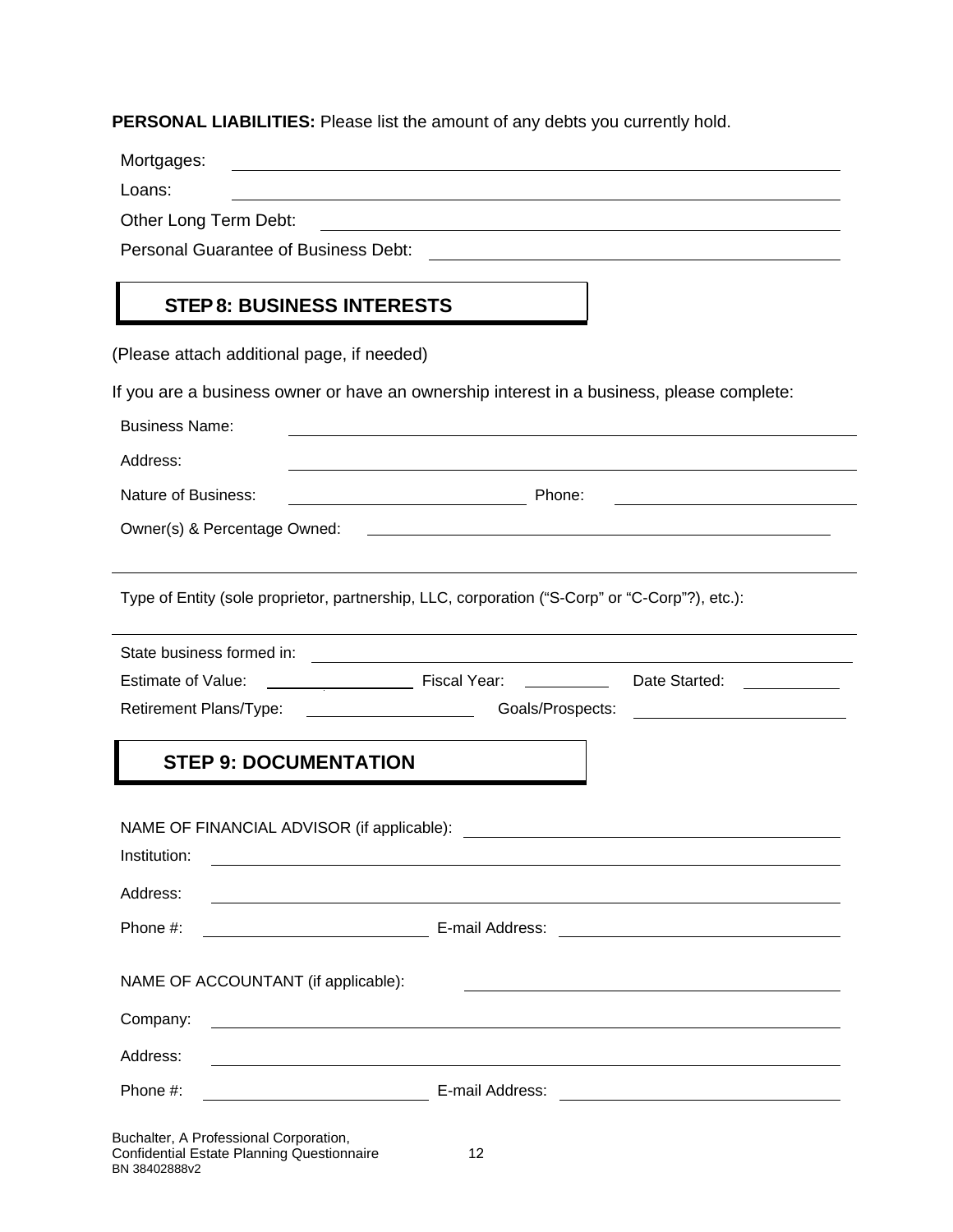**PERSONAL LIABILITIES:** Please list the amount of any debts you currently hold.

Mortgages: ______________________________

Loans: ______________________________

Other Long Term Debt: ______________________________

Personal Guarantee of Business Debt: ______________________________

## STEP 8: BUSINESS INTERESTS

(Please attach additional page, if needed)

If you are a business owner or have an ownership interest in a business, please complete:

Business Name: ______________________________

Address: ______________________________

Nature of Business: ______________________________ Phone: ______________________________

Owner(s) & Percentage Owned: ______________________________

______________________________

Type of Entity (sole proprietor, partnership, LLC, corporation ("S-Corp" or "C-Corp"?), etc.):

______________________________

State business formed in: ______________________________

Estimate of Value: ______________ Fiscal Year: __________ Date Started: __________

Retirement Plans/Type: ______________ Goals/Prospects: ______________

## STEP 9: DOCUMENTATION

NAME OF FINANCIAL ADVISOR (if applicable): ______________________________

Institution: ______________________________

Address: ______________________________

Phone #: ______________________________ E-mail Address: ______________________________

NAME OF ACCOUNTANT (if applicable): ______________________________

Company: ______________________________

Address: ______________________________

Phone #: ______________________________ E-mail Address: ______________________________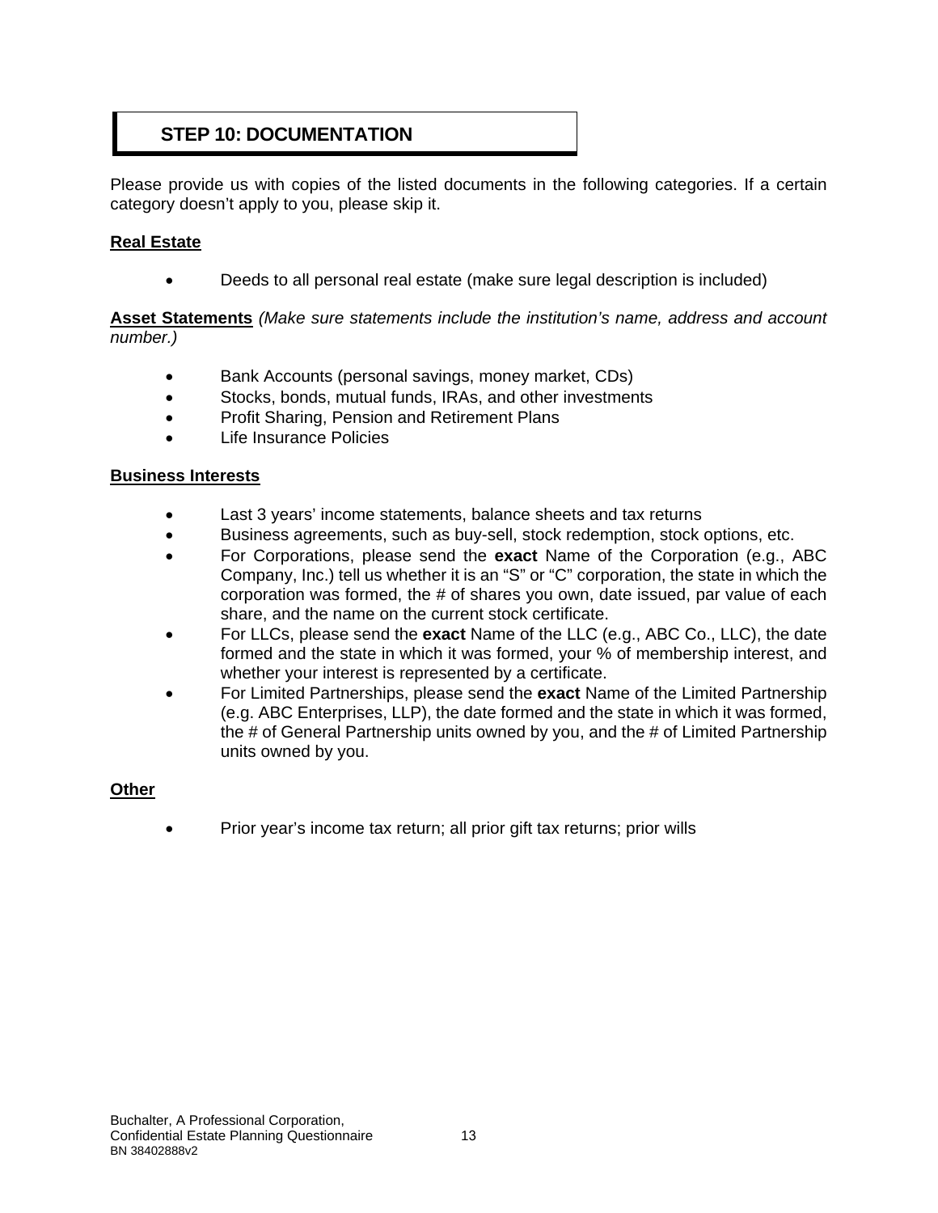## STEP 10: DOCUMENTATION

Please provide us with copies of the listed documents in the following categories. If a certain category doesn't apply to you, please skip it.

**Real Estate**

- Deeds to all personal real estate (make sure legal description is included)

**Asset Statements** *(Make sure statements include the institution's name, address and account number.)*

- Bank Accounts (personal savings, money market, CDs)
- Stocks, bonds, mutual funds, IRAs, and other investments
- Profit Sharing, Pension and Retirement Plans
- Life Insurance Policies

**Business Interests**

- Last 3 years' income statements, balance sheets and tax returns
- Business agreements, such as buy-sell, stock redemption, stock options, etc.
- For Corporations, please send the **exact** Name of the Corporation (e.g., ABC Company, Inc.) tell us whether it is an "S" or "C" corporation, the state in which the corporation was formed, the # of shares you own, date issued, par value of each share, and the name on the current stock certificate.
- For LLCs, please send the **exact** Name of the LLC (e.g., ABC Co., LLC), the date formed and the state in which it was formed, your % of membership interest, and whether your interest is represented by a certificate.
- For Limited Partnerships, please send the **exact** Name of the Limited Partnership (e.g. ABC Enterprises, LLP), the date formed and the state in which it was formed, the # of General Partnership units owned by you, and the # of Limited Partnership units owned by you.

**Other**

- Prior year's income tax return; all prior gift tax returns; prior wills